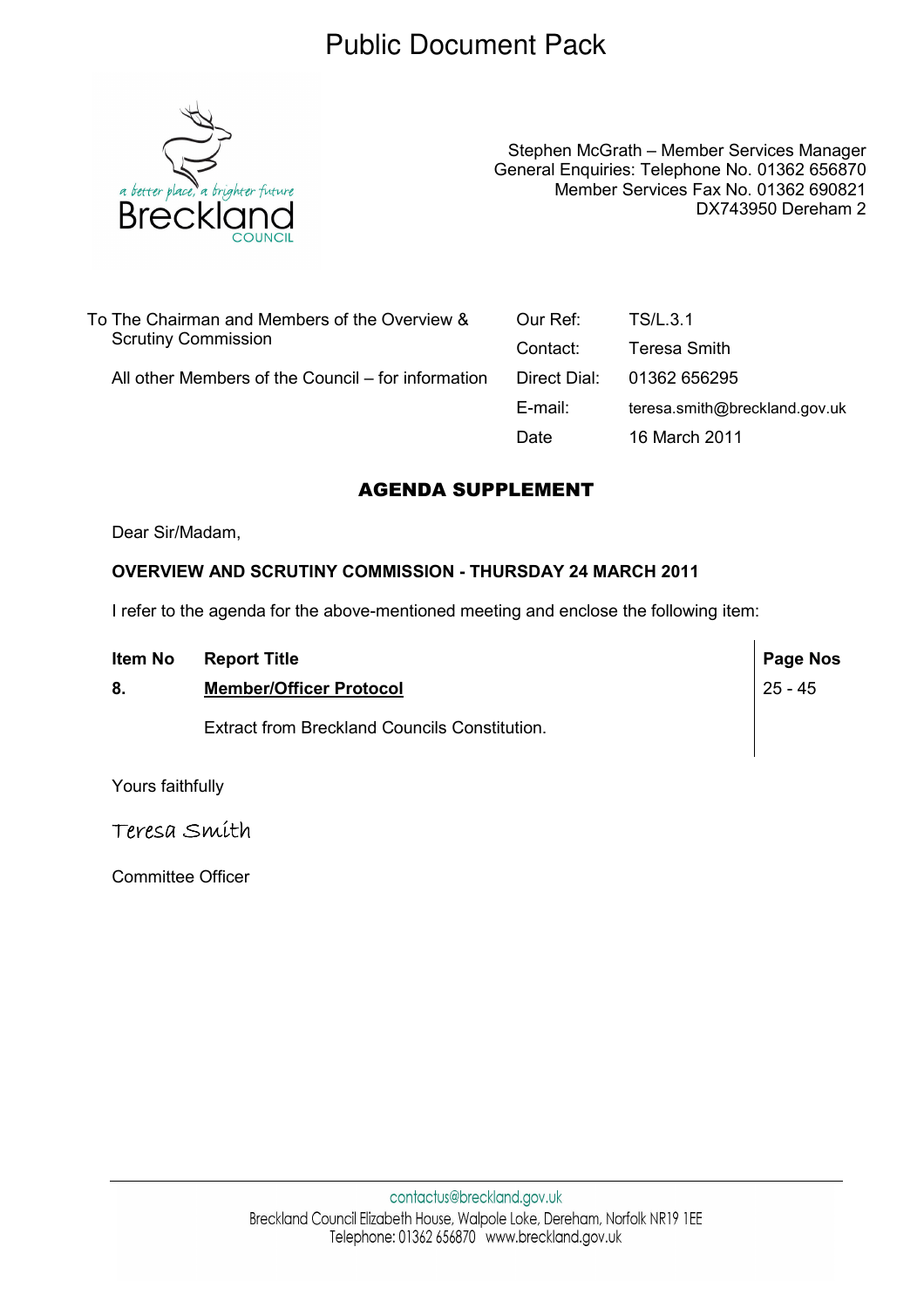# Public Document Pack

a better place, a brighter future
Breckland
COUNCIL

Stephen McGrath – Member Services Manager
General Enquiries: Telephone No. 01362 656870
Member Services Fax No. 01362 690821
DX743950 Dereham 2

To The Chairman and Members of the Overview & Scrutiny Commission

All other Members of the Council – for information

| | |
|---|---|
| Our Ref: | TS/L.3.1 |
| Contact: | Teresa Smith |
| Direct Dial: | 01362 656295 |
| E-mail: | teresa.smith@breckland.gov.uk |
| Date | 16 March 2011 |

## AGENDA SUPPLEMENT

Dear Sir/Madam,

**OVERVIEW AND SCRUTINY COMMISSION - THURSDAY 24 MARCH 2011**

I refer to the agenda for the above-mentioned meeting and enclose the following item:

| Item No | Report Title | Page Nos |
|---|---|---|
| **8.** | **Member/Officer Protocol** | 25 - 45 |
| | Extract from Breckland Councils Constitution. | |

Yours faithfully

Teresa Smith

Committee Officer

contactus@breckland.gov.uk
Breckland Council Elizabeth House, Walpole Loke, Dereham, Norfolk NR19 1EE
Telephone: 01362 656870 www.breckland.gov.uk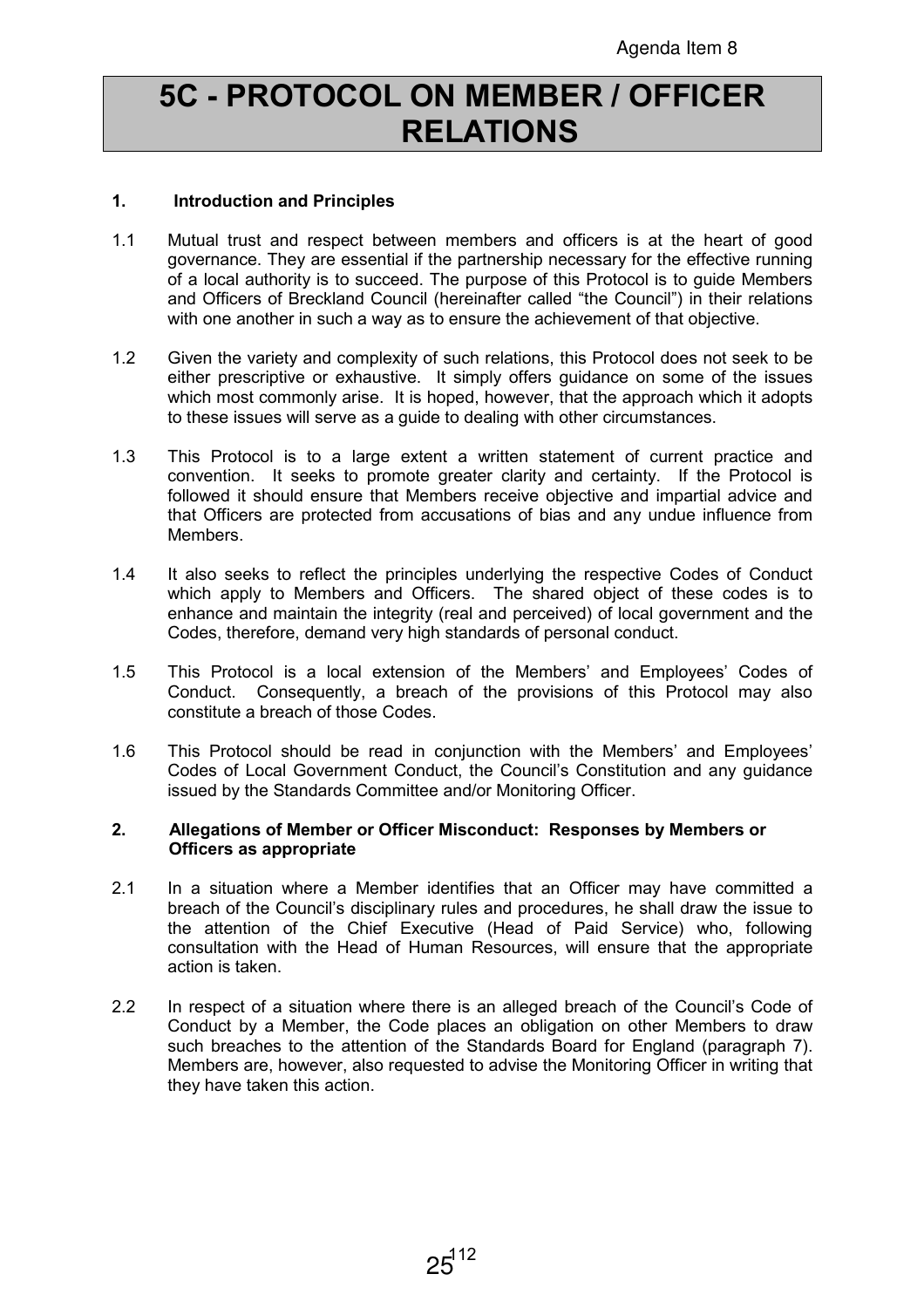Agenda Item 8

# 5C - PROTOCOL ON MEMBER / OFFICER RELATIONS

## 1. Introduction and Principles

1.1 Mutual trust and respect between members and officers is at the heart of good governance. They are essential if the partnership necessary for the effective running of a local authority is to succeed. The purpose of this Protocol is to guide Members and Officers of Breckland Council (hereinafter called "the Council") in their relations with one another in such a way as to ensure the achievement of that objective.

1.2 Given the variety and complexity of such relations, this Protocol does not seek to be either prescriptive or exhaustive. It simply offers guidance on some of the issues which most commonly arise. It is hoped, however, that the approach which it adopts to these issues will serve as a guide to dealing with other circumstances.

1.3 This Protocol is to a large extent a written statement of current practice and convention. It seeks to promote greater clarity and certainty. If the Protocol is followed it should ensure that Members receive objective and impartial advice and that Officers are protected from accusations of bias and any undue influence from Members.

1.4 It also seeks to reflect the principles underlying the respective Codes of Conduct which apply to Members and Officers. The shared object of these codes is to enhance and maintain the integrity (real and perceived) of local government and the Codes, therefore, demand very high standards of personal conduct.

1.5 This Protocol is a local extension of the Members' and Employees' Codes of Conduct. Consequently, a breach of the provisions of this Protocol may also constitute a breach of those Codes.

1.6 This Protocol should be read in conjunction with the Members' and Employees' Codes of Local Government Conduct, the Council's Constitution and any guidance issued by the Standards Committee and/or Monitoring Officer.

## 2. Allegations of Member or Officer Misconduct: Responses by Members or Officers as appropriate

2.1 In a situation where a Member identifies that an Officer may have committed a breach of the Council's disciplinary rules and procedures, he shall draw the issue to the attention of the Chief Executive (Head of Paid Service) who, following consultation with the Head of Human Resources, will ensure that the appropriate action is taken.

2.2 In respect of a situation where there is an alleged breach of the Council's Code of Conduct by a Member, the Code places an obligation on other Members to draw such breaches to the attention of the Standards Board for England (paragraph 7). Members are, however, also requested to advise the Monitoring Officer in writing that they have taken this action.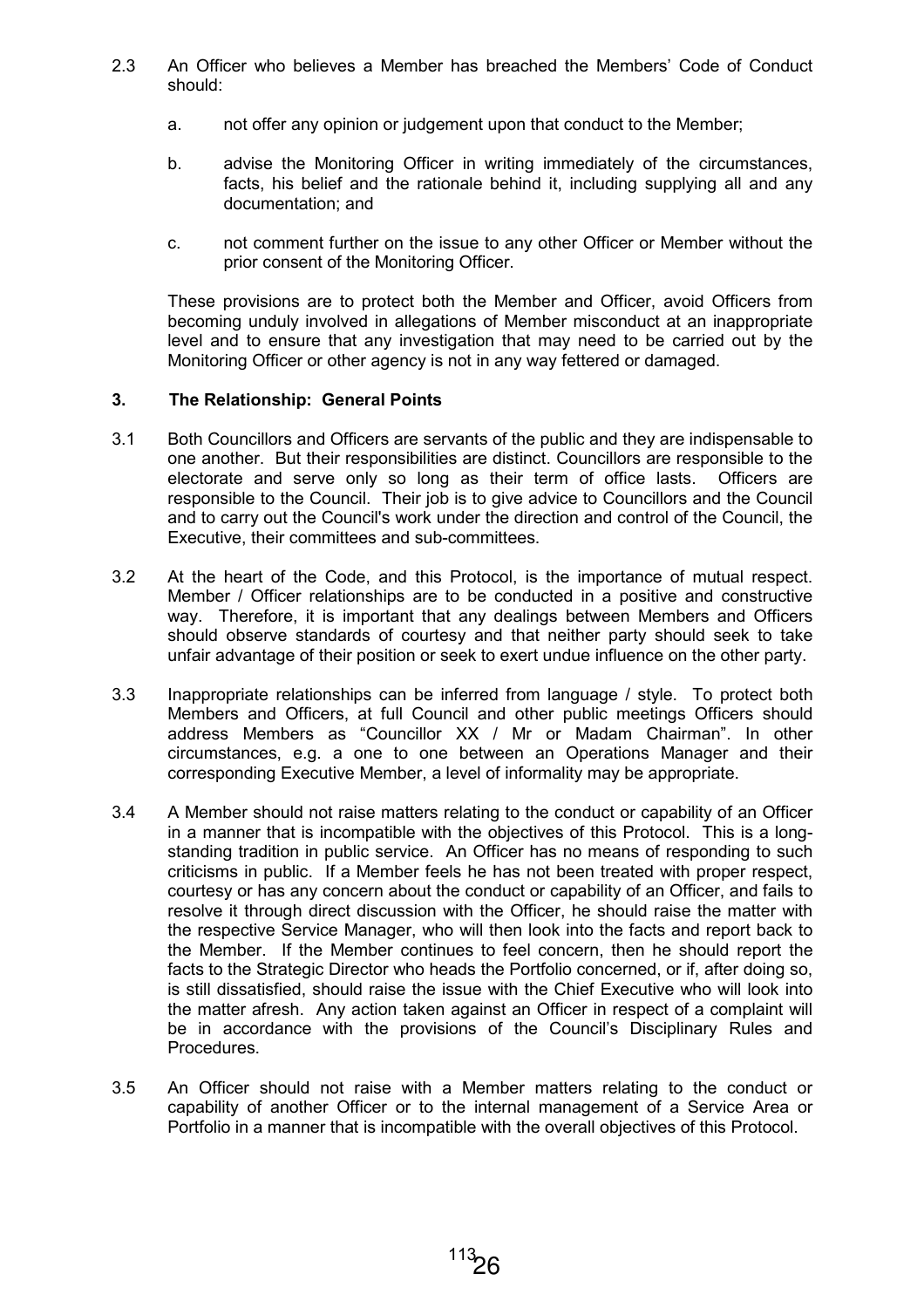2.3 An Officer who believes a Member has breached the Members' Code of Conduct should:

a. not offer any opinion or judgement upon that conduct to the Member;

b. advise the Monitoring Officer in writing immediately of the circumstances, facts, his belief and the rationale behind it, including supplying all and any documentation; and

c. not comment further on the issue to any other Officer or Member without the prior consent of the Monitoring Officer.

These provisions are to protect both the Member and Officer, avoid Officers from becoming unduly involved in allegations of Member misconduct at an inappropriate level and to ensure that any investigation that may need to be carried out by the Monitoring Officer or other agency is not in any way fettered or damaged.

## 3. The Relationship: General Points

3.1 Both Councillors and Officers are servants of the public and they are indispensable to one another. But their responsibilities are distinct. Councillors are responsible to the electorate and serve only so long as their term of office lasts. Officers are responsible to the Council. Their job is to give advice to Councillors and the Council and to carry out the Council's work under the direction and control of the Council, the Executive, their committees and sub-committees.

3.2 At the heart of the Code, and this Protocol, is the importance of mutual respect. Member / Officer relationships are to be conducted in a positive and constructive way. Therefore, it is important that any dealings between Members and Officers should observe standards of courtesy and that neither party should seek to take unfair advantage of their position or seek to exert undue influence on the other party.

3.3 Inappropriate relationships can be inferred from language / style. To protect both Members and Officers, at full Council and other public meetings Officers should address Members as "Councillor XX / Mr or Madam Chairman". In other circumstances, e.g. a one to one between an Operations Manager and their corresponding Executive Member, a level of informality may be appropriate.

3.4 A Member should not raise matters relating to the conduct or capability of an Officer in a manner that is incompatible with the objectives of this Protocol. This is a long-standing tradition in public service. An Officer has no means of responding to such criticisms in public. If a Member feels he has not been treated with proper respect, courtesy or has any concern about the conduct or capability of an Officer, and fails to resolve it through direct discussion with the Officer, he should raise the matter with the respective Service Manager, who will then look into the facts and report back to the Member. If the Member continues to feel concern, then he should report the facts to the Strategic Director who heads the Portfolio concerned, or if, after doing so, is still dissatisfied, should raise the issue with the Chief Executive who will look into the matter afresh. Any action taken against an Officer in respect of a complaint will be in accordance with the provisions of the Council's Disciplinary Rules and Procedures.

3.5 An Officer should not raise with a Member matters relating to the conduct or capability of another Officer or to the internal management of a Service Area or Portfolio in a manner that is incompatible with the overall objectives of this Protocol.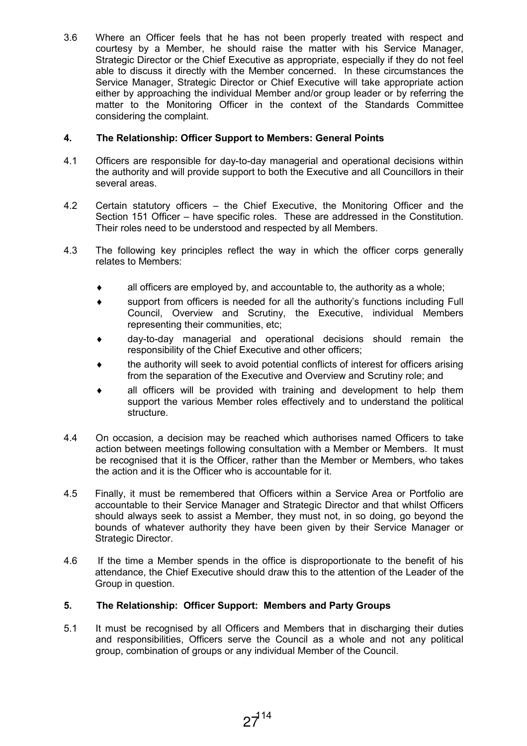3.6 Where an Officer feels that he has not been properly treated with respect and courtesy by a Member, he should raise the matter with his Service Manager, Strategic Director or the Chief Executive as appropriate, especially if they do not feel able to discuss it directly with the Member concerned. In these circumstances the Service Manager, Strategic Director or Chief Executive will take appropriate action either by approaching the individual Member and/or group leader or by referring the matter to the Monitoring Officer in the context of the Standards Committee considering the complaint.

## 4. The Relationship: Officer Support to Members: General Points

4.1 Officers are responsible for day-to-day managerial and operational decisions within the authority and will provide support to both the Executive and all Councillors in their several areas.

4.2 Certain statutory officers – the Chief Executive, the Monitoring Officer and the Section 151 Officer – have specific roles. These are addressed in the Constitution. Their roles need to be understood and respected by all Members.

4.3 The following key principles reflect the way in which the officer corps generally relates to Members:

- all officers are employed by, and accountable to, the authority as a whole;
- support from officers is needed for all the authority's functions including Full Council, Overview and Scrutiny, the Executive, individual Members representing their communities, etc;
- day-to-day managerial and operational decisions should remain the responsibility of the Chief Executive and other officers;
- the authority will seek to avoid potential conflicts of interest for officers arising from the separation of the Executive and Overview and Scrutiny role; and
- all officers will be provided with training and development to help them support the various Member roles effectively and to understand the political structure.

4.4 On occasion, a decision may be reached which authorises named Officers to take action between meetings following consultation with a Member or Members. It must be recognised that it is the Officer, rather than the Member or Members, who takes the action and it is the Officer who is accountable for it.

4.5 Finally, it must be remembered that Officers within a Service Area or Portfolio are accountable to their Service Manager and Strategic Director and that whilst Officers should always seek to assist a Member, they must not, in so doing, go beyond the bounds of whatever authority they have been given by their Service Manager or Strategic Director.

4.6 If the time a Member spends in the office is disproportionate to the benefit of his attendance, the Chief Executive should draw this to the attention of the Leader of the Group in question.

## 5. The Relationship: Officer Support: Members and Party Groups

5.1 It must be recognised by all Officers and Members that in discharging their duties and responsibilities, Officers serve the Council as a whole and not any political group, combination of groups or any individual Member of the Council.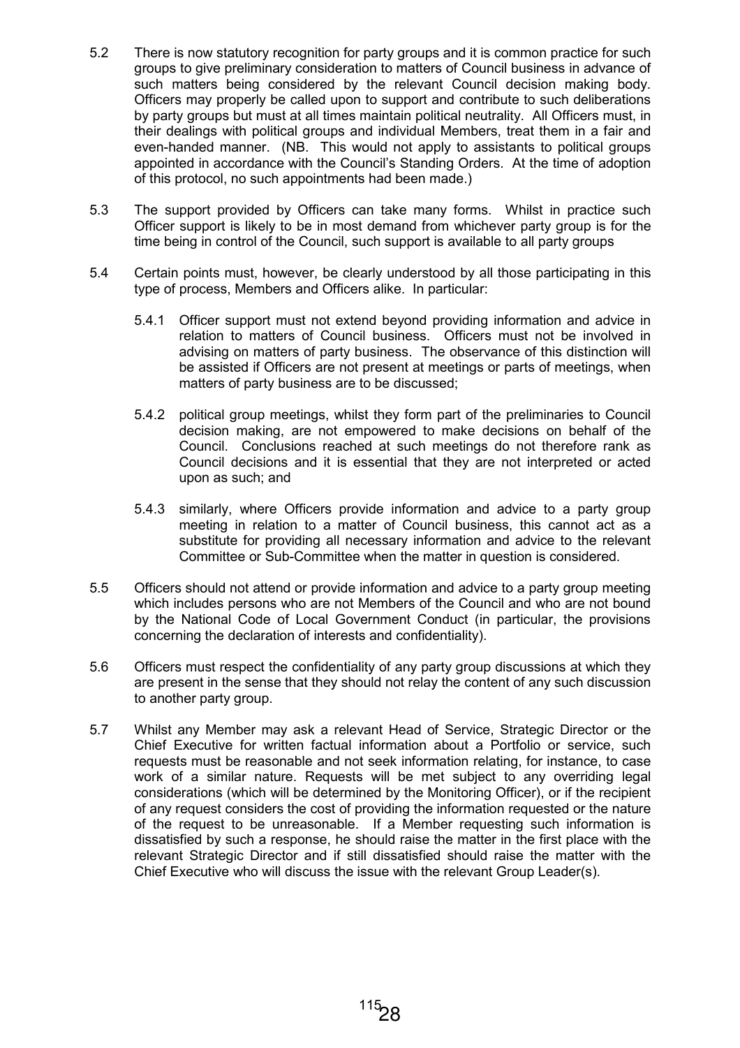5.2 There is now statutory recognition for party groups and it is common practice for such groups to give preliminary consideration to matters of Council business in advance of such matters being considered by the relevant Council decision making body. Officers may properly be called upon to support and contribute to such deliberations by party groups but must at all times maintain political neutrality. All Officers must, in their dealings with political groups and individual Members, treat them in a fair and even-handed manner. (NB. This would not apply to assistants to political groups appointed in accordance with the Council's Standing Orders. At the time of adoption of this protocol, no such appointments had been made.)

5.3 The support provided by Officers can take many forms. Whilst in practice such Officer support is likely to be in most demand from whichever party group is for the time being in control of the Council, such support is available to all party groups

5.4 Certain points must, however, be clearly understood by all those participating in this type of process, Members and Officers alike. In particular:

5.4.1 Officer support must not extend beyond providing information and advice in relation to matters of Council business. Officers must not be involved in advising on matters of party business. The observance of this distinction will be assisted if Officers are not present at meetings or parts of meetings, when matters of party business are to be discussed;

5.4.2 political group meetings, whilst they form part of the preliminaries to Council decision making, are not empowered to make decisions on behalf of the Council. Conclusions reached at such meetings do not therefore rank as Council decisions and it is essential that they are not interpreted or acted upon as such; and

5.4.3 similarly, where Officers provide information and advice to a party group meeting in relation to a matter of Council business, this cannot act as a substitute for providing all necessary information and advice to the relevant Committee or Sub-Committee when the matter in question is considered.

5.5 Officers should not attend or provide information and advice to a party group meeting which includes persons who are not Members of the Council and who are not bound by the National Code of Local Government Conduct (in particular, the provisions concerning the declaration of interests and confidentiality).

5.6 Officers must respect the confidentiality of any party group discussions at which they are present in the sense that they should not relay the content of any such discussion to another party group.

5.7 Whilst any Member may ask a relevant Head of Service, Strategic Director or the Chief Executive for written factual information about a Portfolio or service, such requests must be reasonable and not seek information relating, for instance, to case work of a similar nature. Requests will be met subject to any overriding legal considerations (which will be determined by the Monitoring Officer), or if the recipient of any request considers the cost of providing the information requested or the nature of the request to be unreasonable. If a Member requesting such information is dissatisfied by such a response, he should raise the matter in the first place with the relevant Strategic Director and if still dissatisfied should raise the matter with the Chief Executive who will discuss the issue with the relevant Group Leader(s).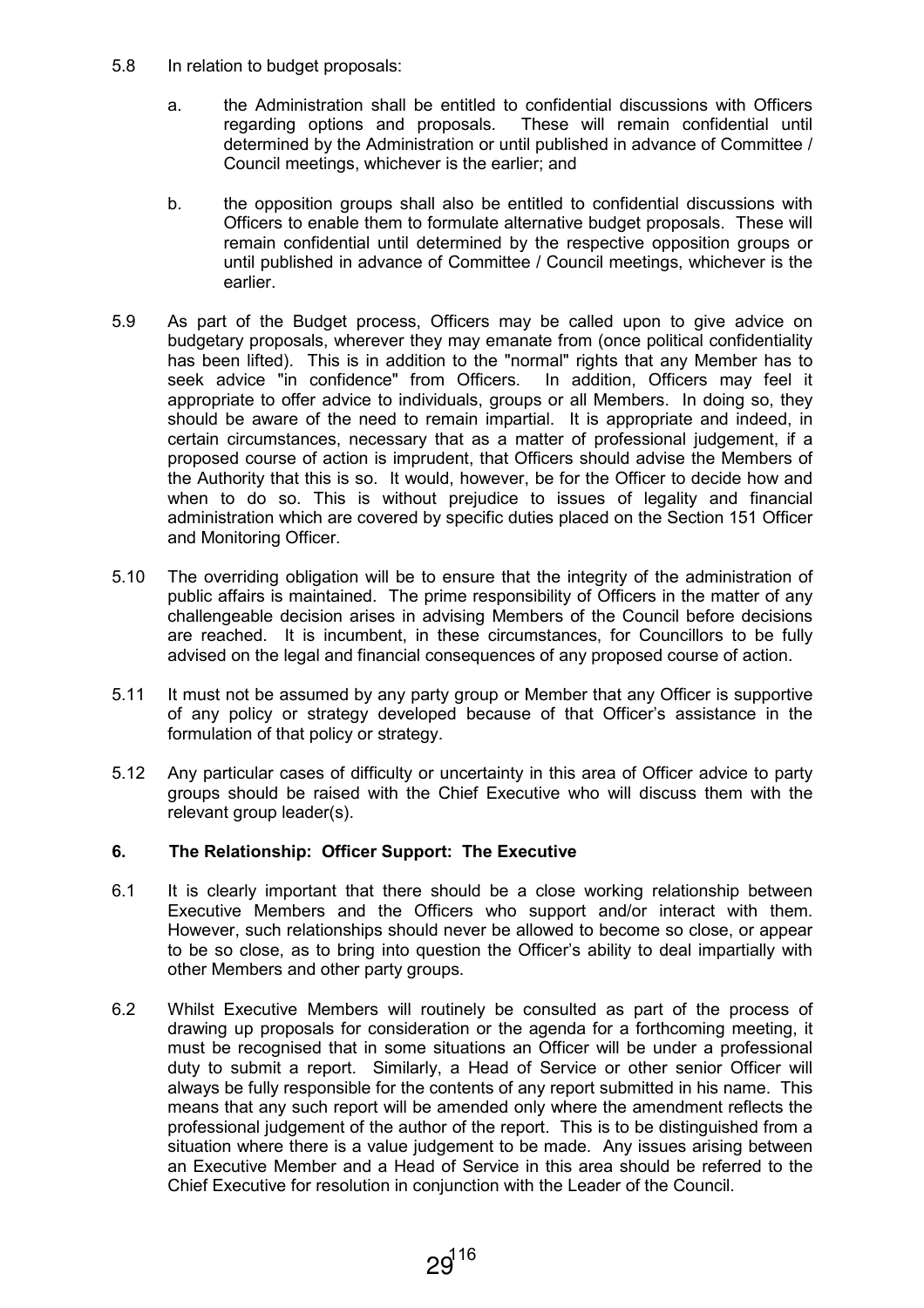5.8 In relation to budget proposals:

  a. the Administration shall be entitled to confidential discussions with Officers regarding options and proposals. These will remain confidential until determined by the Administration or until published in advance of Committee / Council meetings, whichever is the earlier; and

  b. the opposition groups shall also be entitled to confidential discussions with Officers to enable them to formulate alternative budget proposals. These will remain confidential until determined by the respective opposition groups or until published in advance of Committee / Council meetings, whichever is the earlier.

5.9 As part of the Budget process, Officers may be called upon to give advice on budgetary proposals, wherever they may emanate from (once political confidentiality has been lifted). This is in addition to the "normal" rights that any Member has to seek advice "in confidence" from Officers. In addition, Officers may feel it appropriate to offer advice to individuals, groups or all Members. In doing so, they should be aware of the need to remain impartial. It is appropriate and indeed, in certain circumstances, necessary that as a matter of professional judgement, if a proposed course of action is imprudent, that Officers should advise the Members of the Authority that this is so. It would, however, be for the Officer to decide how and when to do so. This is without prejudice to issues of legality and financial administration which are covered by specific duties placed on the Section 151 Officer and Monitoring Officer.

5.10 The overriding obligation will be to ensure that the integrity of the administration of public affairs is maintained. The prime responsibility of Officers in the matter of any challengeable decision arises in advising Members of the Council before decisions are reached. It is incumbent, in these circumstances, for Councillors to be fully advised on the legal and financial consequences of any proposed course of action.

5.11 It must not be assumed by any party group or Member that any Officer is supportive of any policy or strategy developed because of that Officer's assistance in the formulation of that policy or strategy.

5.12 Any particular cases of difficulty or uncertainty in this area of Officer advice to party groups should be raised with the Chief Executive who will discuss them with the relevant group leader(s).

## 6. The Relationship: Officer Support: The Executive

6.1 It is clearly important that there should be a close working relationship between Executive Members and the Officers who support and/or interact with them. However, such relationships should never be allowed to become so close, or appear to be so close, as to bring into question the Officer's ability to deal impartially with other Members and other party groups.

6.2 Whilst Executive Members will routinely be consulted as part of the process of drawing up proposals for consideration or the agenda for a forthcoming meeting, it must be recognised that in some situations an Officer will be under a professional duty to submit a report. Similarly, a Head of Service or other senior Officer will always be fully responsible for the contents of any report submitted in his name. This means that any such report will be amended only where the amendment reflects the professional judgement of the author of the report. This is to be distinguished from a situation where there is a value judgement to be made. Any issues arising between an Executive Member and a Head of Service in this area should be referred to the Chief Executive for resolution in conjunction with the Leader of the Council.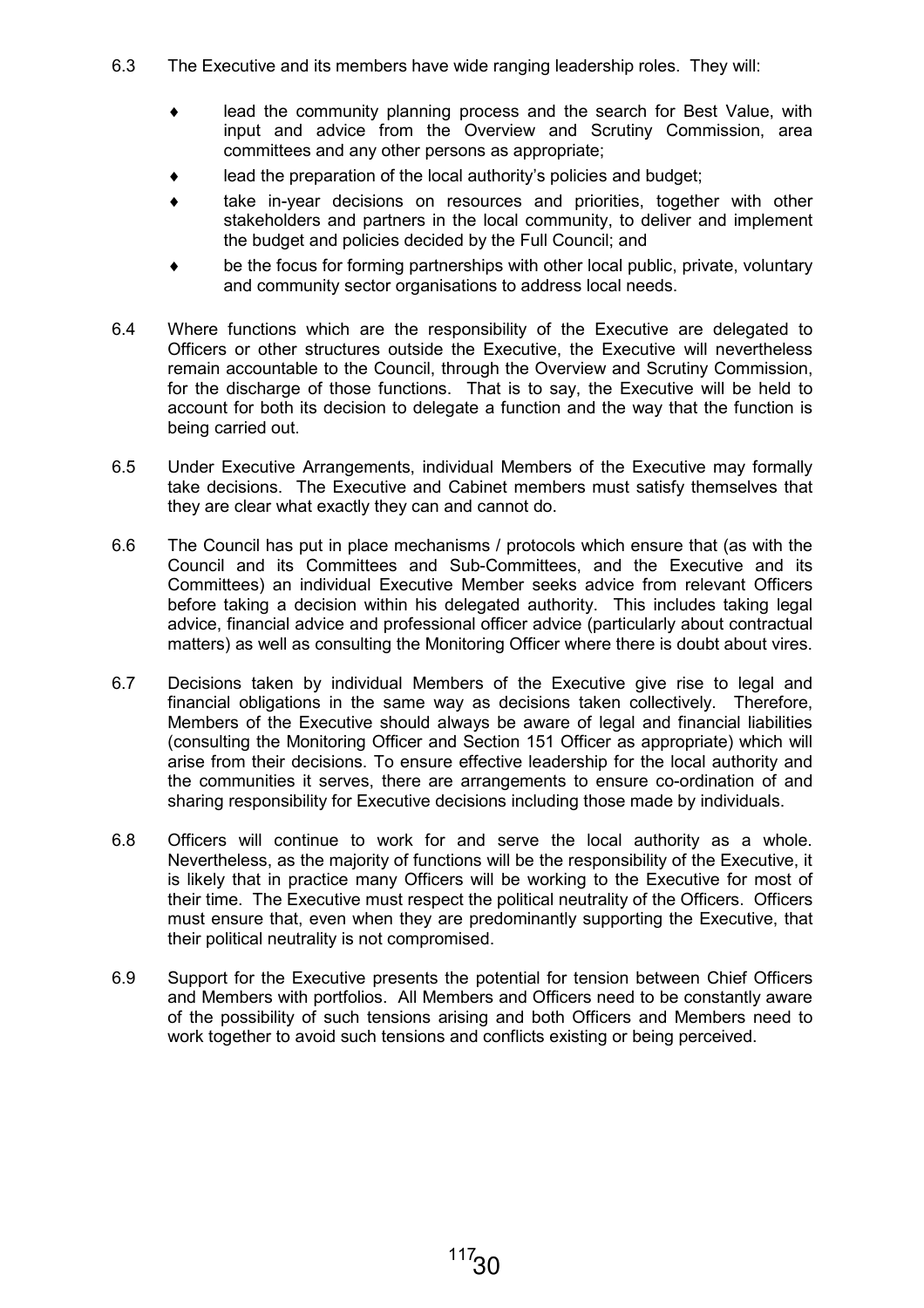6.3 The Executive and its members have wide ranging leadership roles. They will:

- lead the community planning process and the search for Best Value, with input and advice from the Overview and Scrutiny Commission, area committees and any other persons as appropriate;
- lead the preparation of the local authority's policies and budget;
- take in-year decisions on resources and priorities, together with other stakeholders and partners in the local community, to deliver and implement the budget and policies decided by the Full Council; and
- be the focus for forming partnerships with other local public, private, voluntary and community sector organisations to address local needs.

6.4 Where functions which are the responsibility of the Executive are delegated to Officers or other structures outside the Executive, the Executive will nevertheless remain accountable to the Council, through the Overview and Scrutiny Commission, for the discharge of those functions. That is to say, the Executive will be held to account for both its decision to delegate a function and the way that the function is being carried out.

6.5 Under Executive Arrangements, individual Members of the Executive may formally take decisions. The Executive and Cabinet members must satisfy themselves that they are clear what exactly they can and cannot do.

6.6 The Council has put in place mechanisms / protocols which ensure that (as with the Council and its Committees and Sub-Committees, and the Executive and its Committees) an individual Executive Member seeks advice from relevant Officers before taking a decision within his delegated authority. This includes taking legal advice, financial advice and professional officer advice (particularly about contractual matters) as well as consulting the Monitoring Officer where there is doubt about vires.

6.7 Decisions taken by individual Members of the Executive give rise to legal and financial obligations in the same way as decisions taken collectively. Therefore, Members of the Executive should always be aware of legal and financial liabilities (consulting the Monitoring Officer and Section 151 Officer as appropriate) which will arise from their decisions. To ensure effective leadership for the local authority and the communities it serves, there are arrangements to ensure co-ordination of and sharing responsibility for Executive decisions including those made by individuals.

6.8 Officers will continue to work for and serve the local authority as a whole. Nevertheless, as the majority of functions will be the responsibility of the Executive, it is likely that in practice many Officers will be working to the Executive for most of their time. The Executive must respect the political neutrality of the Officers. Officers must ensure that, even when they are predominantly supporting the Executive, that their political neutrality is not compromised.

6.9 Support for the Executive presents the potential for tension between Chief Officers and Members with portfolios. All Members and Officers need to be constantly aware of the possibility of such tensions arising and both Officers and Members need to work together to avoid such tensions and conflicts existing or being perceived.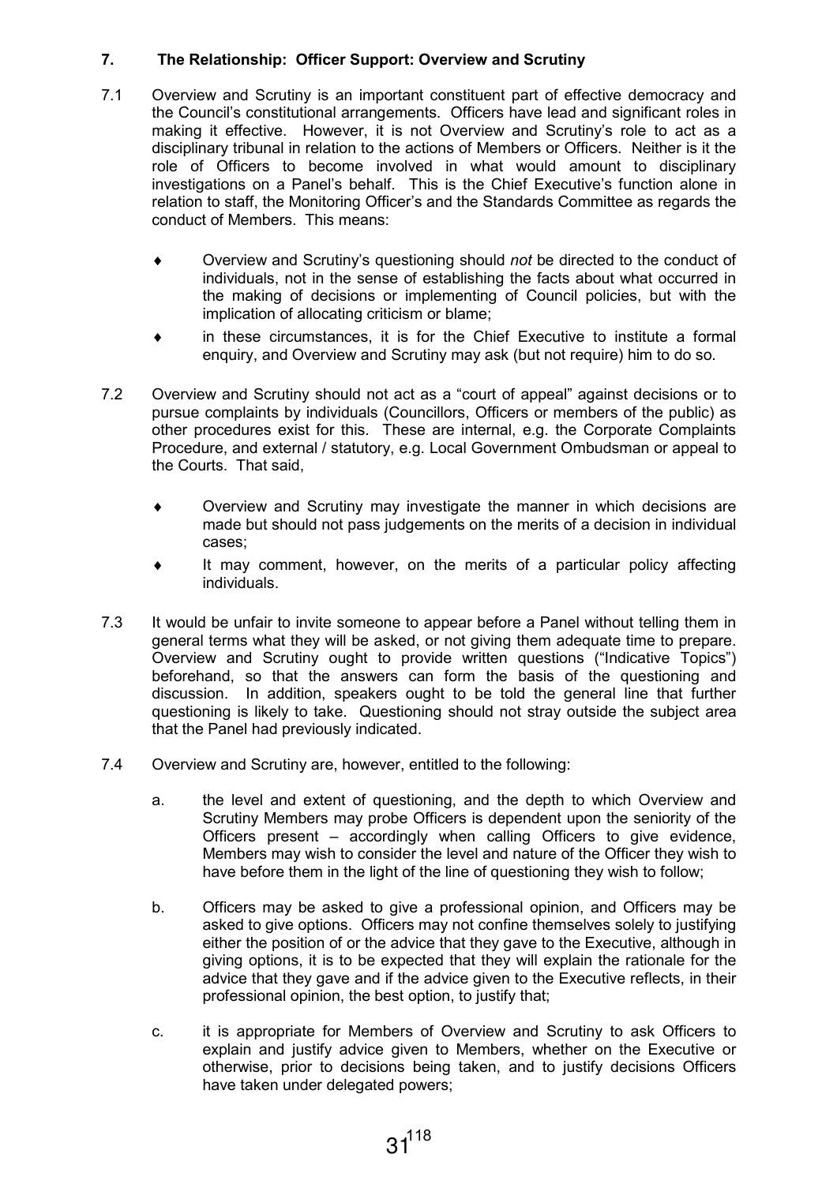## 7. The Relationship: Officer Support: Overview and Scrutiny

7.1 Overview and Scrutiny is an important constituent part of effective democracy and the Council's constitutional arrangements. Officers have lead and significant roles in making it effective. However, it is not Overview and Scrutiny's role to act as a disciplinary tribunal in relation to the actions of Members or Officers. Neither is it the role of Officers to become involved in what would amount to disciplinary investigations on a Panel's behalf. This is the Chief Executive's function alone in relation to staff, the Monitoring Officer's and the Standards Committee as regards the conduct of Members. This means:

- Overview and Scrutiny's questioning should *not* be directed to the conduct of individuals, not in the sense of establishing the facts about what occurred in the making of decisions or implementing of Council policies, but with the implication of allocating criticism or blame;
- in these circumstances, it is for the Chief Executive to institute a formal enquiry, and Overview and Scrutiny may ask (but not require) him to do so.

7.2 Overview and Scrutiny should not act as a "court of appeal" against decisions or to pursue complaints by individuals (Councillors, Officers or members of the public) as other procedures exist for this. These are internal, e.g. the Corporate Complaints Procedure, and external / statutory, e.g. Local Government Ombudsman or appeal to the Courts. That said,

- Overview and Scrutiny may investigate the manner in which decisions are made but should not pass judgements on the merits of a decision in individual cases;
- It may comment, however, on the merits of a particular policy affecting individuals.

7.3 It would be unfair to invite someone to appear before a Panel without telling them in general terms what they will be asked, or not giving them adequate time to prepare. Overview and Scrutiny ought to provide written questions ("Indicative Topics") beforehand, so that the answers can form the basis of the questioning and discussion. In addition, speakers ought to be told the general line that further questioning is likely to take. Questioning should not stray outside the subject area that the Panel had previously indicated.

7.4 Overview and Scrutiny are, however, entitled to the following:

a. the level and extent of questioning, and the depth to which Overview and Scrutiny Members may probe Officers is dependent upon the seniority of the Officers present – accordingly when calling Officers to give evidence, Members may wish to consider the level and nature of the Officer they wish to have before them in the light of the line of questioning they wish to follow;

b. Officers may be asked to give a professional opinion, and Officers may be asked to give options. Officers may not confine themselves solely to justifying either the position of or the advice that they gave to the Executive, although in giving options, it is to be expected that they will explain the rationale for the advice that they gave and if the advice given to the Executive reflects, in their professional opinion, the best option, to justify that;

c. it is appropriate for Members of Overview and Scrutiny to ask Officers to explain and justify advice given to Members, whether on the Executive or otherwise, prior to decisions being taken, and to justify decisions Officers have taken under delegated powers;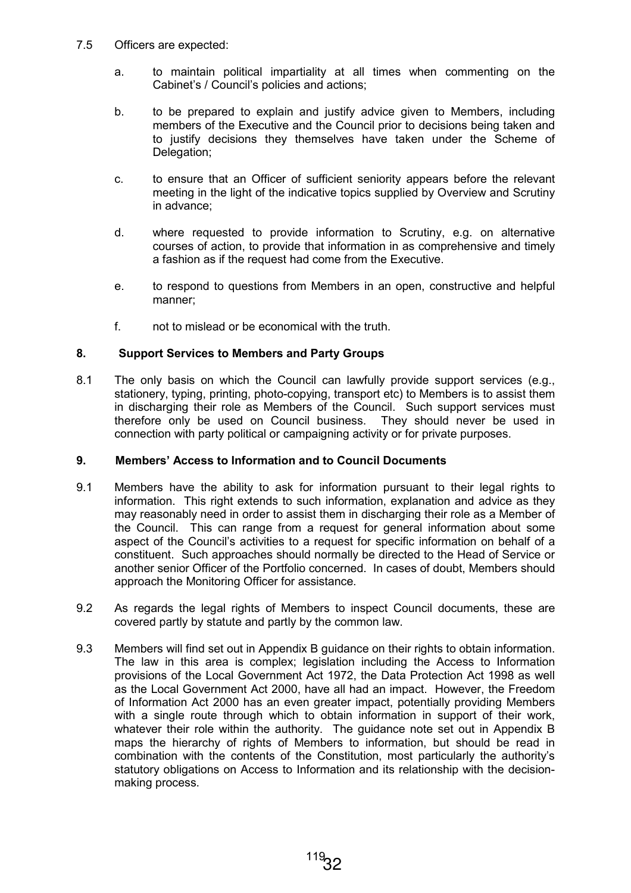7.5 Officers are expected:

a. to maintain political impartiality at all times when commenting on the Cabinet's / Council's policies and actions;

b. to be prepared to explain and justify advice given to Members, including members of the Executive and the Council prior to decisions being taken and to justify decisions they themselves have taken under the Scheme of Delegation;

c. to ensure that an Officer of sufficient seniority appears before the relevant meeting in the light of the indicative topics supplied by Overview and Scrutiny in advance;

d. where requested to provide information to Scrutiny, e.g. on alternative courses of action, to provide that information in as comprehensive and timely a fashion as if the request had come from the Executive.

e. to respond to questions from Members in an open, constructive and helpful manner;

f. not to mislead or be economical with the truth.

## 8. Support Services to Members and Party Groups

8.1 The only basis on which the Council can lawfully provide support services (e.g., stationery, typing, printing, photo-copying, transport etc) to Members is to assist them in discharging their role as Members of the Council. Such support services must therefore only be used on Council business. They should never be used in connection with party political or campaigning activity or for private purposes.

## 9. Members' Access to Information and to Council Documents

9.1 Members have the ability to ask for information pursuant to their legal rights to information. This right extends to such information, explanation and advice as they may reasonably need in order to assist them in discharging their role as a Member of the Council. This can range from a request for general information about some aspect of the Council's activities to a request for specific information on behalf of a constituent. Such approaches should normally be directed to the Head of Service or another senior Officer of the Portfolio concerned. In cases of doubt, Members should approach the Monitoring Officer for assistance.

9.2 As regards the legal rights of Members to inspect Council documents, these are covered partly by statute and partly by the common law.

9.3 Members will find set out in Appendix B guidance on their rights to obtain information. The law in this area is complex; legislation including the Access to Information provisions of the Local Government Act 1972, the Data Protection Act 1998 as well as the Local Government Act 2000, have all had an impact. However, the Freedom of Information Act 2000 has an even greater impact, potentially providing Members with a single route through which to obtain information in support of their work, whatever their role within the authority. The guidance note set out in Appendix B maps the hierarchy of rights of Members to information, but should be read in combination with the contents of the Constitution, most particularly the authority's statutory obligations on Access to Information and its relationship with the decision-making process.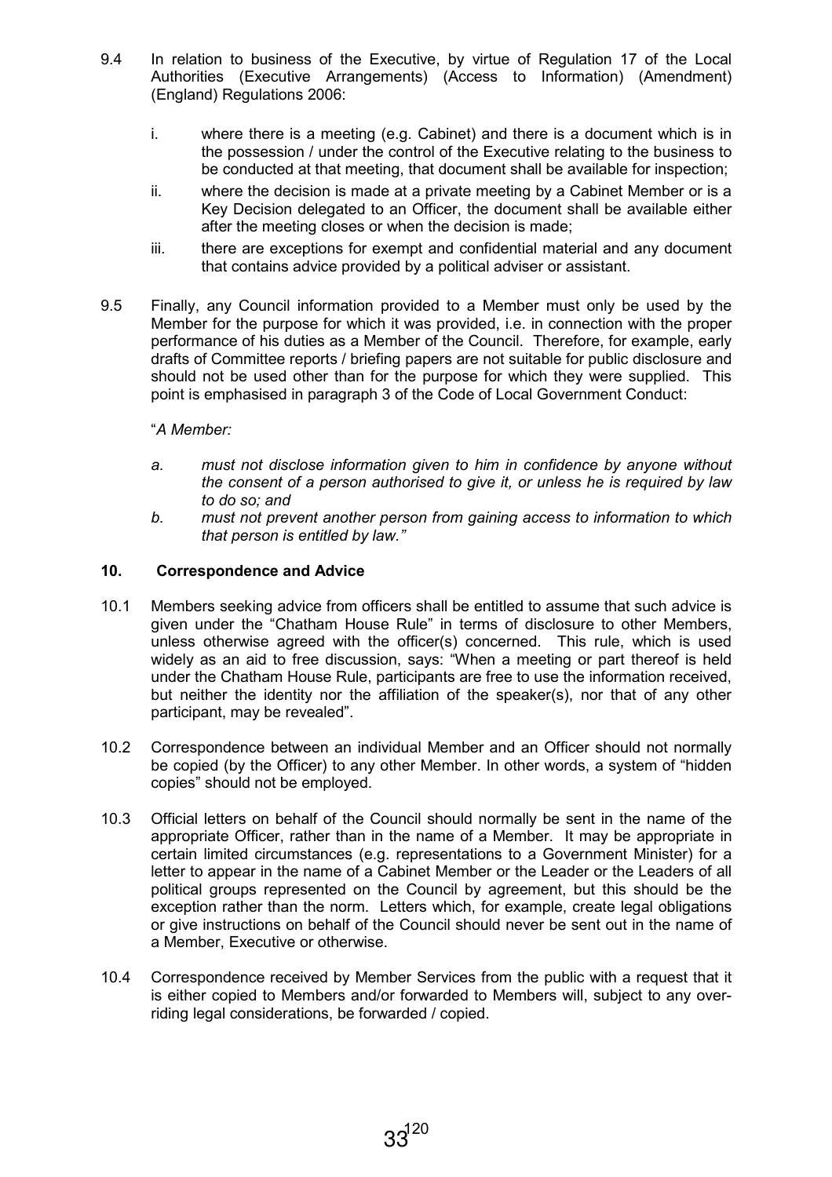9.4 In relation to business of the Executive, by virtue of Regulation 17 of the Local Authorities (Executive Arrangements) (Access to Information) (Amendment) (England) Regulations 2006:

   i. where there is a meeting (e.g. Cabinet) and there is a document which is in the possession / under the control of the Executive relating to the business to be conducted at that meeting, that document shall be available for inspection;

   ii. where the decision is made at a private meeting by a Cabinet Member or is a Key Decision delegated to an Officer, the document shall be available either after the meeting closes or when the decision is made;

   iii. there are exceptions for exempt and confidential material and any document that contains advice provided by a political adviser or assistant.

9.5 Finally, any Council information provided to a Member must only be used by the Member for the purpose for which it was provided, i.e. in connection with the proper performance of his duties as a Member of the Council. Therefore, for example, early drafts of Committee reports / briefing papers are not suitable for public disclosure and should not be used other than for the purpose for which they were supplied. This point is emphasised in paragraph 3 of the Code of Local Government Conduct:

"*A Member:*

   *a. must not disclose information given to him in confidence by anyone without the consent of a person authorised to give it, or unless he is required by law to do so; and*

   *b. must not prevent another person from gaining access to information to which that person is entitled by law."*

## 10. Correspondence and Advice

10.1 Members seeking advice from officers shall be entitled to assume that such advice is given under the "Chatham House Rule" in terms of disclosure to other Members, unless otherwise agreed with the officer(s) concerned. This rule, which is used widely as an aid to free discussion, says: "When a meeting or part thereof is held under the Chatham House Rule, participants are free to use the information received, but neither the identity nor the affiliation of the speaker(s), nor that of any other participant, may be revealed".

10.2 Correspondence between an individual Member and an Officer should not normally be copied (by the Officer) to any other Member. In other words, a system of "hidden copies" should not be employed.

10.3 Official letters on behalf of the Council should normally be sent in the name of the appropriate Officer, rather than in the name of a Member. It may be appropriate in certain limited circumstances (e.g. representations to a Government Minister) for a letter to appear in the name of a Cabinet Member or the Leader or the Leaders of all political groups represented on the Council by agreement, but this should be the exception rather than the norm. Letters which, for example, create legal obligations or give instructions on behalf of the Council should never be sent out in the name of a Member, Executive or otherwise.

10.4 Correspondence received by Member Services from the public with a request that it is either copied to Members and/or forwarded to Members will, subject to any over-riding legal considerations, be forwarded / copied.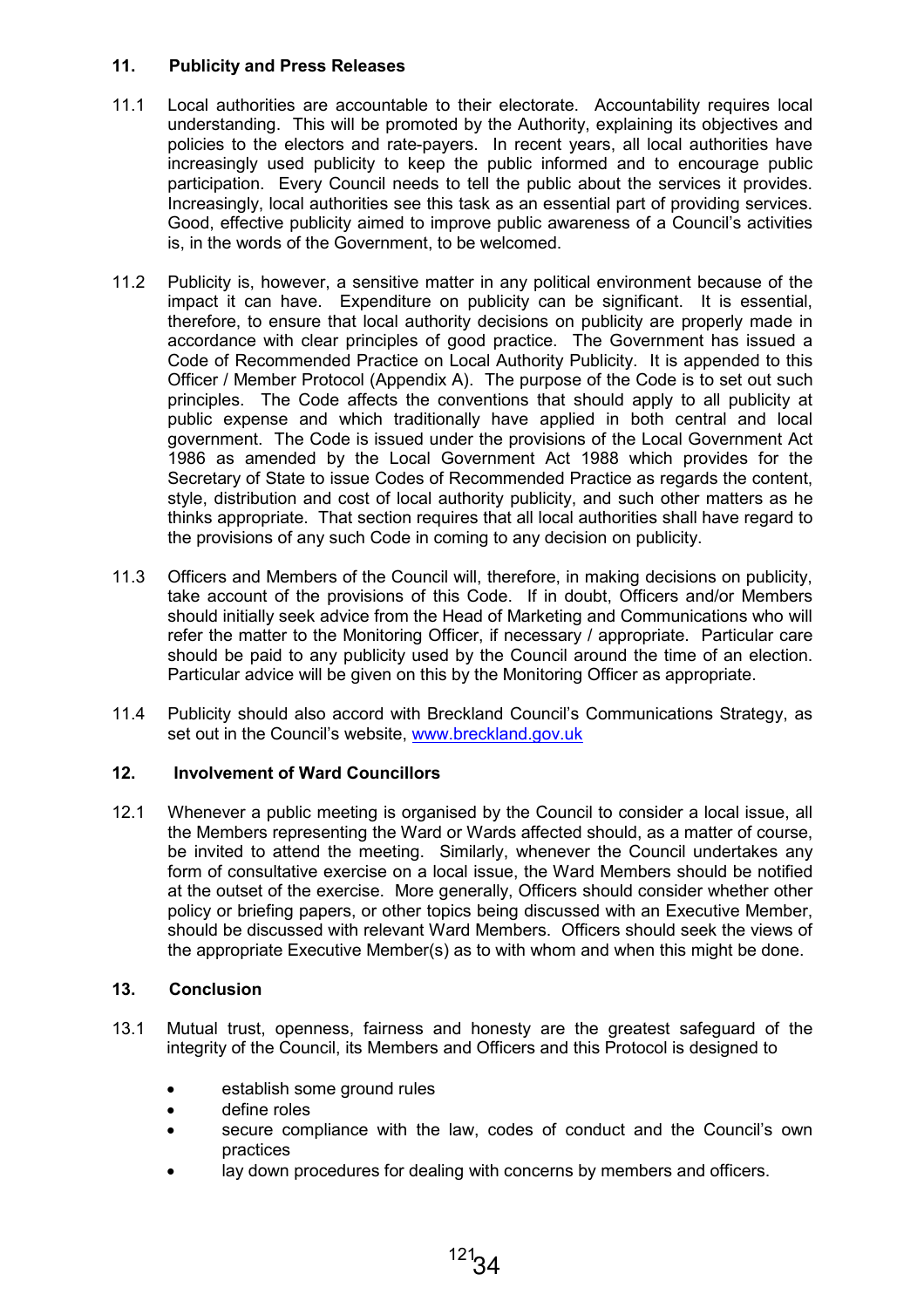## 11. Publicity and Press Releases

11.1 Local authorities are accountable to their electorate. Accountability requires local understanding. This will be promoted by the Authority, explaining its objectives and policies to the electors and rate-payers. In recent years, all local authorities have increasingly used publicity to keep the public informed and to encourage public participation. Every Council needs to tell the public about the services it provides. Increasingly, local authorities see this task as an essential part of providing services. Good, effective publicity aimed to improve public awareness of a Council's activities is, in the words of the Government, to be welcomed.

11.2 Publicity is, however, a sensitive matter in any political environment because of the impact it can have. Expenditure on publicity can be significant. It is essential, therefore, to ensure that local authority decisions on publicity are properly made in accordance with clear principles of good practice. The Government has issued a Code of Recommended Practice on Local Authority Publicity. It is appended to this Officer / Member Protocol (Appendix A). The purpose of the Code is to set out such principles. The Code affects the conventions that should apply to all publicity at public expense and which traditionally have applied in both central and local government. The Code is issued under the provisions of the Local Government Act 1986 as amended by the Local Government Act 1988 which provides for the Secretary of State to issue Codes of Recommended Practice as regards the content, style, distribution and cost of local authority publicity, and such other matters as he thinks appropriate. That section requires that all local authorities shall have regard to the provisions of any such Code in coming to any decision on publicity.

11.3 Officers and Members of the Council will, therefore, in making decisions on publicity, take account of the provisions of this Code. If in doubt, Officers and/or Members should initially seek advice from the Head of Marketing and Communications who will refer the matter to the Monitoring Officer, if necessary / appropriate. Particular care should be paid to any publicity used by the Council around the time of an election. Particular advice will be given on this by the Monitoring Officer as appropriate.

11.4 Publicity should also accord with Breckland Council's Communications Strategy, as set out in the Council's website, www.breckland.gov.uk

## 12. Involvement of Ward Councillors

12.1 Whenever a public meeting is organised by the Council to consider a local issue, all the Members representing the Ward or Wards affected should, as a matter of course, be invited to attend the meeting. Similarly, whenever the Council undertakes any form of consultative exercise on a local issue, the Ward Members should be notified at the outset of the exercise. More generally, Officers should consider whether other policy or briefing papers, or other topics being discussed with an Executive Member, should be discussed with relevant Ward Members. Officers should seek the views of the appropriate Executive Member(s) as to with whom and when this might be done.

## 13. Conclusion

13.1 Mutual trust, openness, fairness and honesty are the greatest safeguard of the integrity of the Council, its Members and Officers and this Protocol is designed to

- establish some ground rules
- define roles
- secure compliance with the law, codes of conduct and the Council's own practices
- lay down procedures for dealing with concerns by members and officers.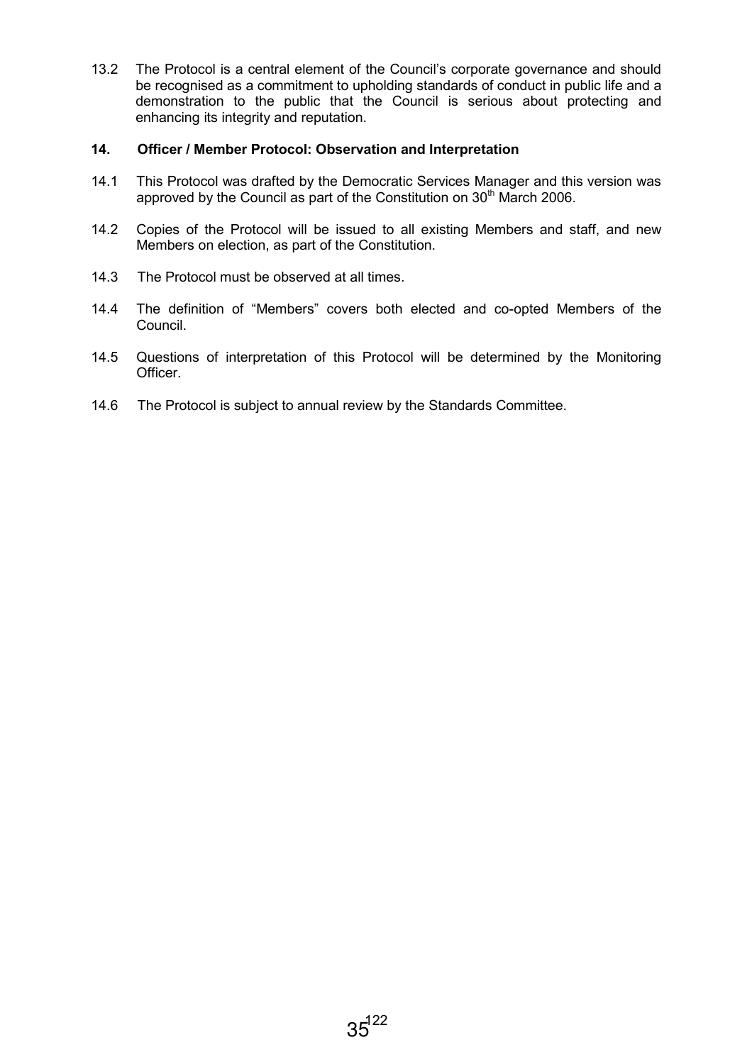13.2 The Protocol is a central element of the Council's corporate governance and should be recognised as a commitment to upholding standards of conduct in public life and a demonstration to the public that the Council is serious about protecting and enhancing its integrity and reputation.

## 14. Officer / Member Protocol: Observation and Interpretation

14.1 This Protocol was drafted by the Democratic Services Manager and this version was approved by the Council as part of the Constitution on 30th March 2006.

14.2 Copies of the Protocol will be issued to all existing Members and staff, and new Members on election, as part of the Constitution.

14.3 The Protocol must be observed at all times.

14.4 The definition of "Members" covers both elected and co-opted Members of the Council.

14.5 Questions of interpretation of this Protocol will be determined by the Monitoring Officer.

14.6 The Protocol is subject to annual review by the Standards Committee.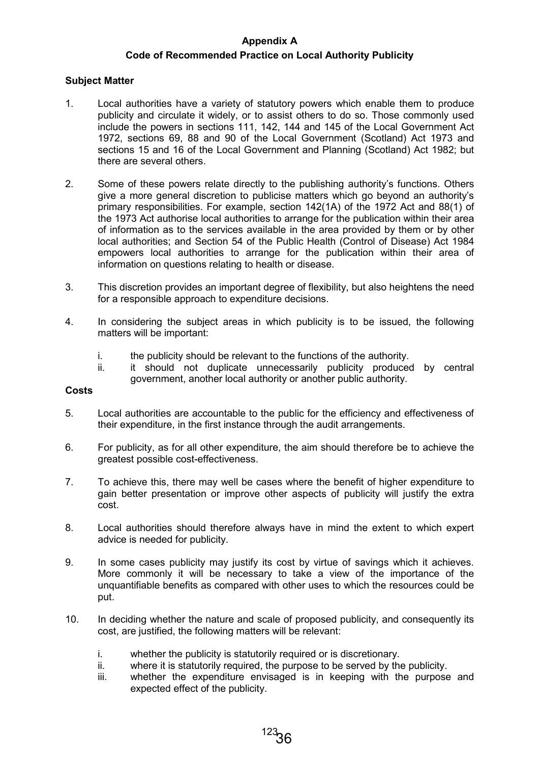**Appendix A**

**Code of Recommended Practice on Local Authority Publicity**

**Subject Matter**

1. Local authorities have a variety of statutory powers which enable them to produce publicity and circulate it widely, or to assist others to do so. Those commonly used include the powers in sections 111, 142, 144 and 145 of the Local Government Act 1972, sections 69, 88 and 90 of the Local Government (Scotland) Act 1973 and sections 15 and 16 of the Local Government and Planning (Scotland) Act 1982; but there are several others.

2. Some of these powers relate directly to the publishing authority's functions. Others give a more general discretion to publicise matters which go beyond an authority's primary responsibilities. For example, section 142(1A) of the 1972 Act and 88(1) of the 1973 Act authorise local authorities to arrange for the publication within their area of information as to the services available in the area provided by them or by other local authorities; and Section 54 of the Public Health (Control of Disease) Act 1984 empowers local authorities to arrange for the publication within their area of information on questions relating to health or disease.

3. This discretion provides an important degree of flexibility, but also heightens the need for a responsible approach to expenditure decisions.

4. In considering the subject areas in which publicity is to be issued, the following matters will be important:

   i. the publicity should be relevant to the functions of the authority.
   ii. it should not duplicate unnecessarily publicity produced by central government, another local authority or another public authority.

**Costs**

5. Local authorities are accountable to the public for the efficiency and effectiveness of their expenditure, in the first instance through the audit arrangements.

6. For publicity, as for all other expenditure, the aim should therefore be to achieve the greatest possible cost-effectiveness.

7. To achieve this, there may well be cases where the benefit of higher expenditure to gain better presentation or improve other aspects of publicity will justify the extra cost.

8. Local authorities should therefore always have in mind the extent to which expert advice is needed for publicity.

9. In some cases publicity may justify its cost by virtue of savings which it achieves. More commonly it will be necessary to take a view of the importance of the unquantifiable benefits as compared with other uses to which the resources could be put.

10. In deciding whether the nature and scale of proposed publicity, and consequently its cost, are justified, the following matters will be relevant:

    i. whether the publicity is statutorily required or is discretionary.
    ii. where it is statutorily required, the purpose to be served by the publicity.
    iii. whether the expenditure envisaged is in keeping with the purpose and expected effect of the publicity.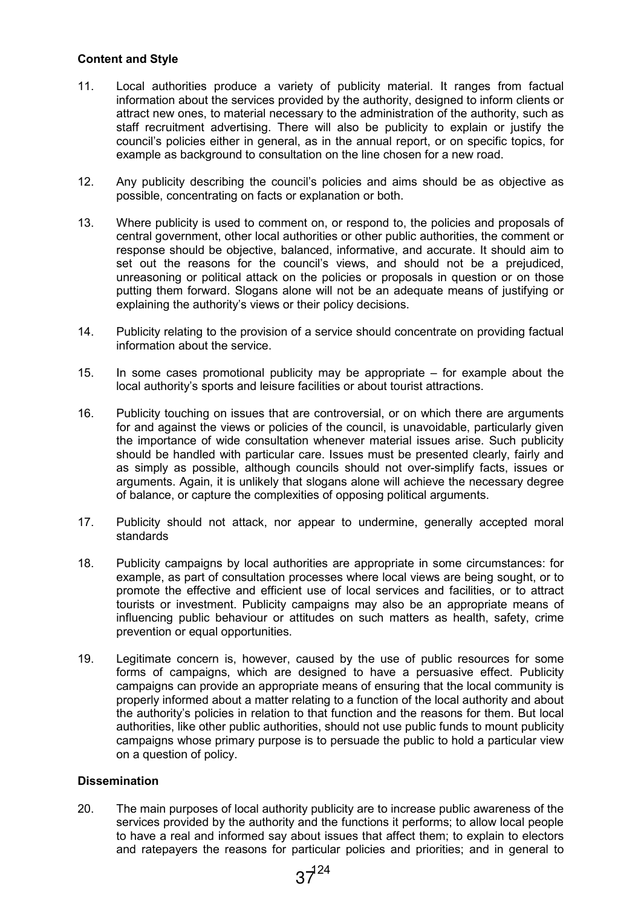**Content and Style**

11. Local authorities produce a variety of publicity material. It ranges from factual information about the services provided by the authority, designed to inform clients or attract new ones, to material necessary to the administration of the authority, such as staff recruitment advertising. There will also be publicity to explain or justify the council's policies either in general, as in the annual report, or on specific topics, for example as background to consultation on the line chosen for a new road.

12. Any publicity describing the council's policies and aims should be as objective as possible, concentrating on facts or explanation or both.

13. Where publicity is used to comment on, or respond to, the policies and proposals of central government, other local authorities or other public authorities, the comment or response should be objective, balanced, informative, and accurate. It should aim to set out the reasons for the council's views, and should not be a prejudiced, unreasoning or political attack on the policies or proposals in question or on those putting them forward. Slogans alone will not be an adequate means of justifying or explaining the authority's views or their policy decisions.

14. Publicity relating to the provision of a service should concentrate on providing factual information about the service.

15. In some cases promotional publicity may be appropriate – for example about the local authority's sports and leisure facilities or about tourist attractions.

16. Publicity touching on issues that are controversial, or on which there are arguments for and against the views or policies of the council, is unavoidable, particularly given the importance of wide consultation whenever material issues arise. Such publicity should be handled with particular care. Issues must be presented clearly, fairly and as simply as possible, although councils should not over-simplify facts, issues or arguments. Again, it is unlikely that slogans alone will achieve the necessary degree of balance, or capture the complexities of opposing political arguments.

17. Publicity should not attack, nor appear to undermine, generally accepted moral standards

18. Publicity campaigns by local authorities are appropriate in some circumstances: for example, as part of consultation processes where local views are being sought, or to promote the effective and efficient use of local services and facilities, or to attract tourists or investment. Publicity campaigns may also be an appropriate means of influencing public behaviour or attitudes on such matters as health, safety, crime prevention or equal opportunities.

19. Legitimate concern is, however, caused by the use of public resources for some forms of campaigns, which are designed to have a persuasive effect. Publicity campaigns can provide an appropriate means of ensuring that the local community is properly informed about a matter relating to a function of the local authority and about the authority's policies in relation to that function and the reasons for them. But local authorities, like other public authorities, should not use public funds to mount publicity campaigns whose primary purpose is to persuade the public to hold a particular view on a question of policy.

**Dissemination**

20. The main purposes of local authority publicity are to increase public awareness of the services provided by the authority and the functions it performs; to allow local people to have a real and informed say about issues that affect them; to explain to electors and ratepayers the reasons for particular policies and priorities; and in general to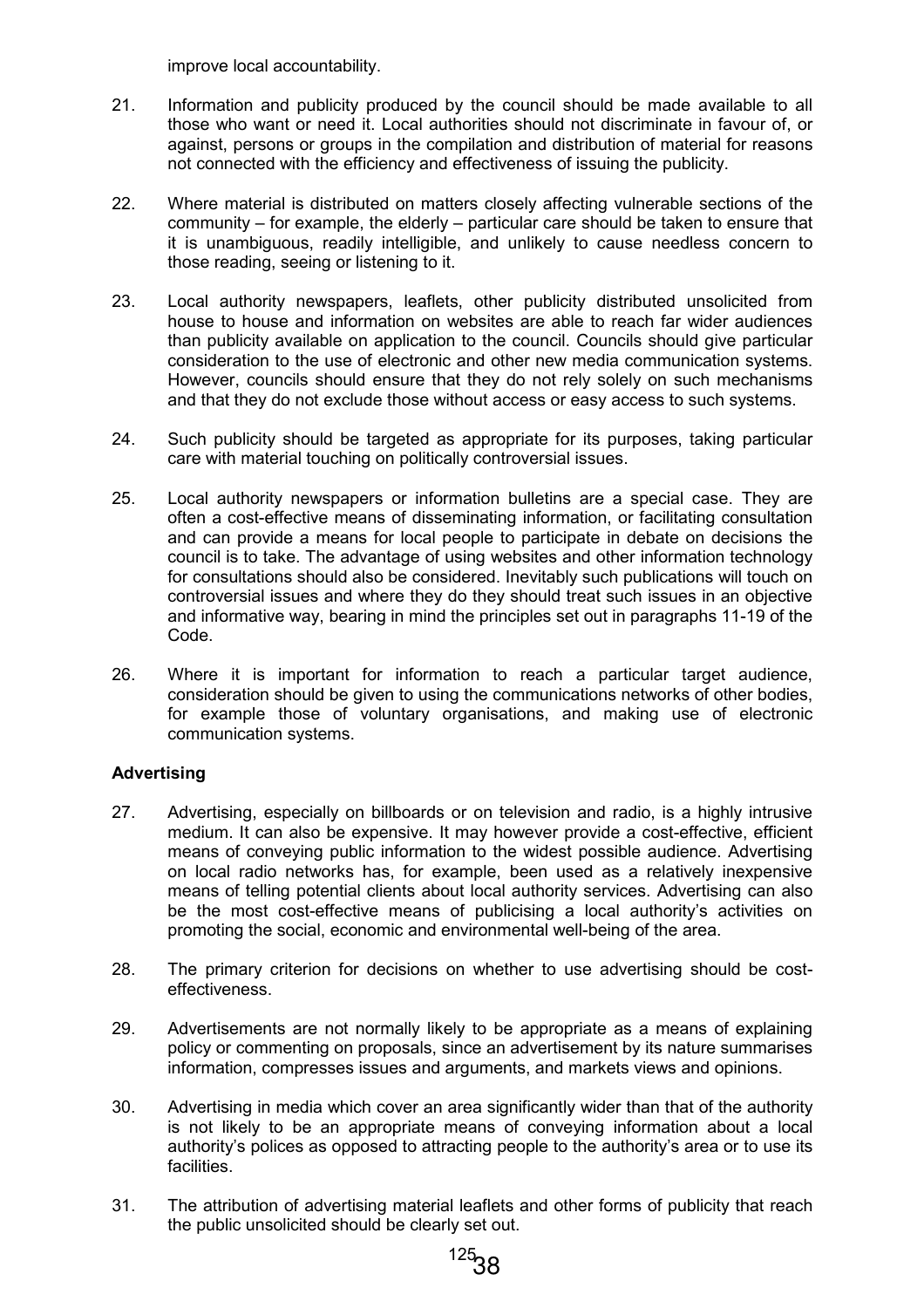improve local accountability.

21. Information and publicity produced by the council should be made available to all those who want or need it. Local authorities should not discriminate in favour of, or against, persons or groups in the compilation and distribution of material for reasons not connected with the efficiency and effectiveness of issuing the publicity.

22. Where material is distributed on matters closely affecting vulnerable sections of the community – for example, the elderly – particular care should be taken to ensure that it is unambiguous, readily intelligible, and unlikely to cause needless concern to those reading, seeing or listening to it.

23. Local authority newspapers, leaflets, other publicity distributed unsolicited from house to house and information on websites are able to reach far wider audiences than publicity available on application to the council. Councils should give particular consideration to the use of electronic and other new media communication systems. However, councils should ensure that they do not rely solely on such mechanisms and that they do not exclude those without access or easy access to such systems.

24. Such publicity should be targeted as appropriate for its purposes, taking particular care with material touching on politically controversial issues.

25. Local authority newspapers or information bulletins are a special case. They are often a cost-effective means of disseminating information, or facilitating consultation and can provide a means for local people to participate in debate on decisions the council is to take. The advantage of using websites and other information technology for consultations should also be considered. Inevitably such publications will touch on controversial issues and where they do they should treat such issues in an objective and informative way, bearing in mind the principles set out in paragraphs 11-19 of the Code.

26. Where it is important for information to reach a particular target audience, consideration should be given to using the communications networks of other bodies, for example those of voluntary organisations, and making use of electronic communication systems.

**Advertising**

27. Advertising, especially on billboards or on television and radio, is a highly intrusive medium. It can also be expensive. It may however provide a cost-effective, efficient means of conveying public information to the widest possible audience. Advertising on local radio networks has, for example, been used as a relatively inexpensive means of telling potential clients about local authority services. Advertising can also be the most cost-effective means of publicising a local authority's activities on promoting the social, economic and environmental well-being of the area.

28. The primary criterion for decisions on whether to use advertising should be cost-effectiveness.

29. Advertisements are not normally likely to be appropriate as a means of explaining policy or commenting on proposals, since an advertisement by its nature summarises information, compresses issues and arguments, and markets views and opinions.

30. Advertising in media which cover an area significantly wider than that of the authority is not likely to be an appropriate means of conveying information about a local authority's polices as opposed to attracting people to the authority's area or to use its facilities.

31. The attribution of advertising material leaflets and other forms of publicity that reach the public unsolicited should be clearly set out.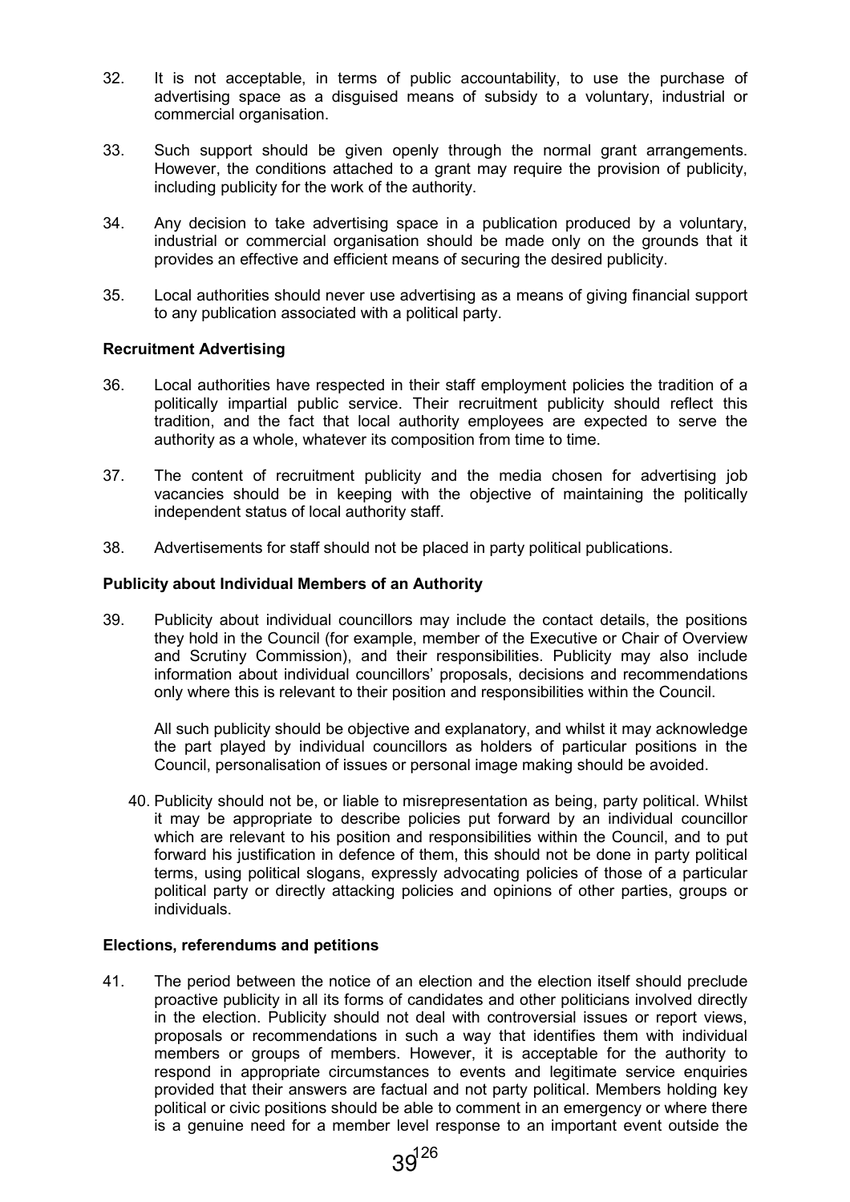32. It is not acceptable, in terms of public accountability, to use the purchase of advertising space as a disguised means of subsidy to a voluntary, industrial or commercial organisation.

33. Such support should be given openly through the normal grant arrangements. However, the conditions attached to a grant may require the provision of publicity, including publicity for the work of the authority.

34. Any decision to take advertising space in a publication produced by a voluntary, industrial or commercial organisation should be made only on the grounds that it provides an effective and efficient means of securing the desired publicity.

35. Local authorities should never use advertising as a means of giving financial support to any publication associated with a political party.

**Recruitment Advertising**

36. Local authorities have respected in their staff employment policies the tradition of a politically impartial public service. Their recruitment publicity should reflect this tradition, and the fact that local authority employees are expected to serve the authority as a whole, whatever its composition from time to time.

37. The content of recruitment publicity and the media chosen for advertising job vacancies should be in keeping with the objective of maintaining the politically independent status of local authority staff.

38. Advertisements for staff should not be placed in party political publications.

**Publicity about Individual Members of an Authority**

39. Publicity about individual councillors may include the contact details, the positions they hold in the Council (for example, member of the Executive or Chair of Overview and Scrutiny Commission), and their responsibilities. Publicity may also include information about individual councillors' proposals, decisions and recommendations only where this is relevant to their position and responsibilities within the Council.

    All such publicity should be objective and explanatory, and whilst it may acknowledge the part played by individual councillors as holders of particular positions in the Council, personalisation of issues or personal image making should be avoided.

40. Publicity should not be, or liable to misrepresentation as being, party political. Whilst it may be appropriate to describe policies put forward by an individual councillor which are relevant to his position and responsibilities within the Council, and to put forward his justification in defence of them, this should not be done in party political terms, using political slogans, expressly advocating policies of those of a particular political party or directly attacking policies and opinions of other parties, groups or individuals.

**Elections, referendums and petitions**

41. The period between the notice of an election and the election itself should preclude proactive publicity in all its forms of candidates and other politicians involved directly in the election. Publicity should not deal with controversial issues or report views, proposals or recommendations in such a way that identifies them with individual members or groups of members. However, it is acceptable for the authority to respond in appropriate circumstances to events and legitimate service enquiries provided that their answers are factual and not party political. Members holding key political or civic positions should be able to comment in an emergency or where there is a genuine need for a member level response to an important event outside the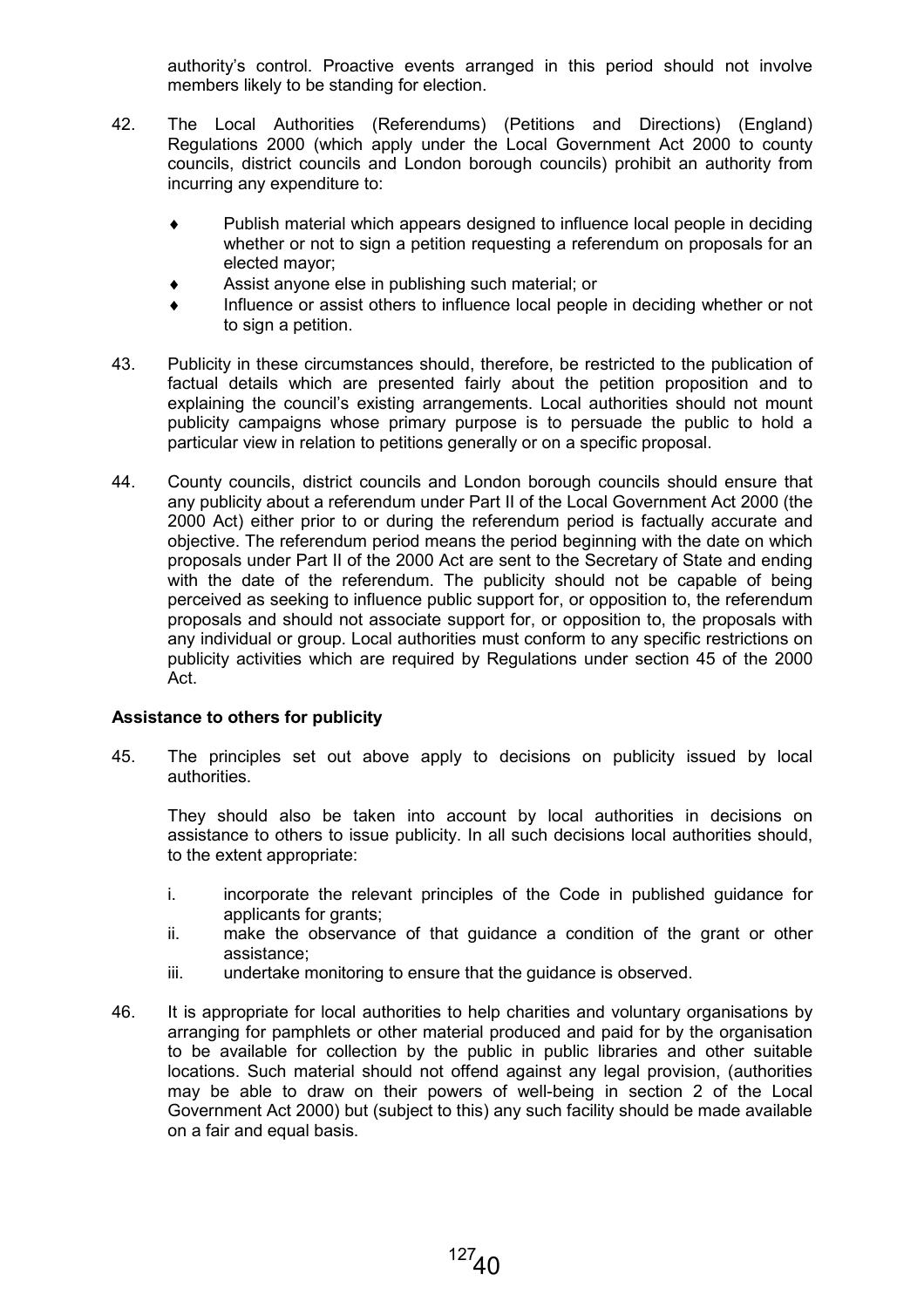authority's control. Proactive events arranged in this period should not involve members likely to be standing for election.

42. The Local Authorities (Referendums) (Petitions and Directions) (England) Regulations 2000 (which apply under the Local Government Act 2000 to county councils, district councils and London borough councils) prohibit an authority from incurring any expenditure to:

    - Publish material which appears designed to influence local people in deciding whether or not to sign a petition requesting a referendum on proposals for an elected mayor;
    - Assist anyone else in publishing such material; or
    - Influence or assist others to influence local people in deciding whether or not to sign a petition.

43. Publicity in these circumstances should, therefore, be restricted to the publication of factual details which are presented fairly about the petition proposition and to explaining the council's existing arrangements. Local authorities should not mount publicity campaigns whose primary purpose is to persuade the public to hold a particular view in relation to petitions generally or on a specific proposal.

44. County councils, district councils and London borough councils should ensure that any publicity about a referendum under Part II of the Local Government Act 2000 (the 2000 Act) either prior to or during the referendum period is factually accurate and objective. The referendum period means the period beginning with the date on which proposals under Part II of the 2000 Act are sent to the Secretary of State and ending with the date of the referendum. The publicity should not be capable of being perceived as seeking to influence public support for, or opposition to, the referendum proposals and should not associate support for, or opposition to, the proposals with any individual or group. Local authorities must conform to any specific restrictions on publicity activities which are required by Regulations under section 45 of the 2000 Act.

**Assistance to others for publicity**

45. The principles set out above apply to decisions on publicity issued by local authorities.

    They should also be taken into account by local authorities in decisions on assistance to others to issue publicity. In all such decisions local authorities should, to the extent appropriate:

    i. incorporate the relevant principles of the Code in published guidance for applicants for grants;
    ii. make the observance of that guidance a condition of the grant or other assistance;
    iii. undertake monitoring to ensure that the guidance is observed.

46. It is appropriate for local authorities to help charities and voluntary organisations by arranging for pamphlets or other material produced and paid for by the organisation to be available for collection by the public in public libraries and other suitable locations. Such material should not offend against any legal provision, (authorities may be able to draw on their powers of well-being in section 2 of the Local Government Act 2000) but (subject to this) any such facility should be made available on a fair and equal basis.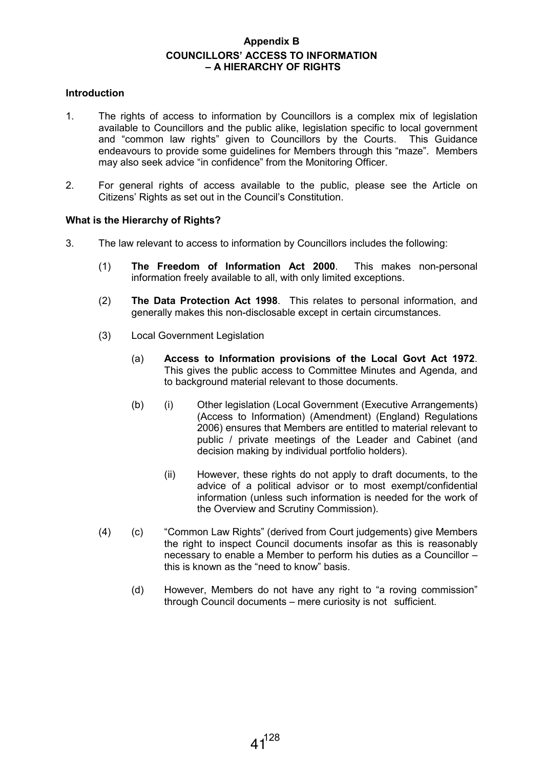## Appendix B

## COUNCILLORS' ACCESS TO INFORMATION – A HIERARCHY OF RIGHTS

### Introduction

1. The rights of access to information by Councillors is a complex mix of legislation available to Councillors and the public alike, legislation specific to local government and "common law rights" given to Councillors by the Courts. This Guidance endeavours to provide some guidelines for Members through this "maze". Members may also seek advice "in confidence" from the Monitoring Officer.

2. For general rights of access available to the public, please see the Article on Citizens' Rights as set out in the Council's Constitution.

### What is the Hierarchy of Rights?

3. The law relevant to access to information by Councillors includes the following:

   (1) **The Freedom of Information Act 2000**. This makes non-personal information freely available to all, with only limited exceptions.

   (2) **The Data Protection Act 1998**. This relates to personal information, and generally makes this non-disclosable except in certain circumstances.

   (3) Local Government Legislation

   (a) **Access to Information provisions of the Local Govt Act 1972**. This gives the public access to Committee Minutes and Agenda, and to background material relevant to those documents.

   (b) (i) Other legislation (Local Government (Executive Arrangements) (Access to Information) (Amendment) (England) Regulations 2006) ensures that Members are entitled to material relevant to public / private meetings of the Leader and Cabinet (and decision making by individual portfolio holders).

   (ii) However, these rights do not apply to draft documents, to the advice of a political advisor or to most exempt/confidential information (unless such information is needed for the work of the Overview and Scrutiny Commission).

   (4) (c) "Common Law Rights" (derived from Court judgements) give Members the right to inspect Council documents insofar as this is reasonably necessary to enable a Member to perform his duties as a Councillor – this is known as the "need to know" basis.

   (d) However, Members do not have any right to "a roving commission" through Council documents – mere curiosity is not sufficient.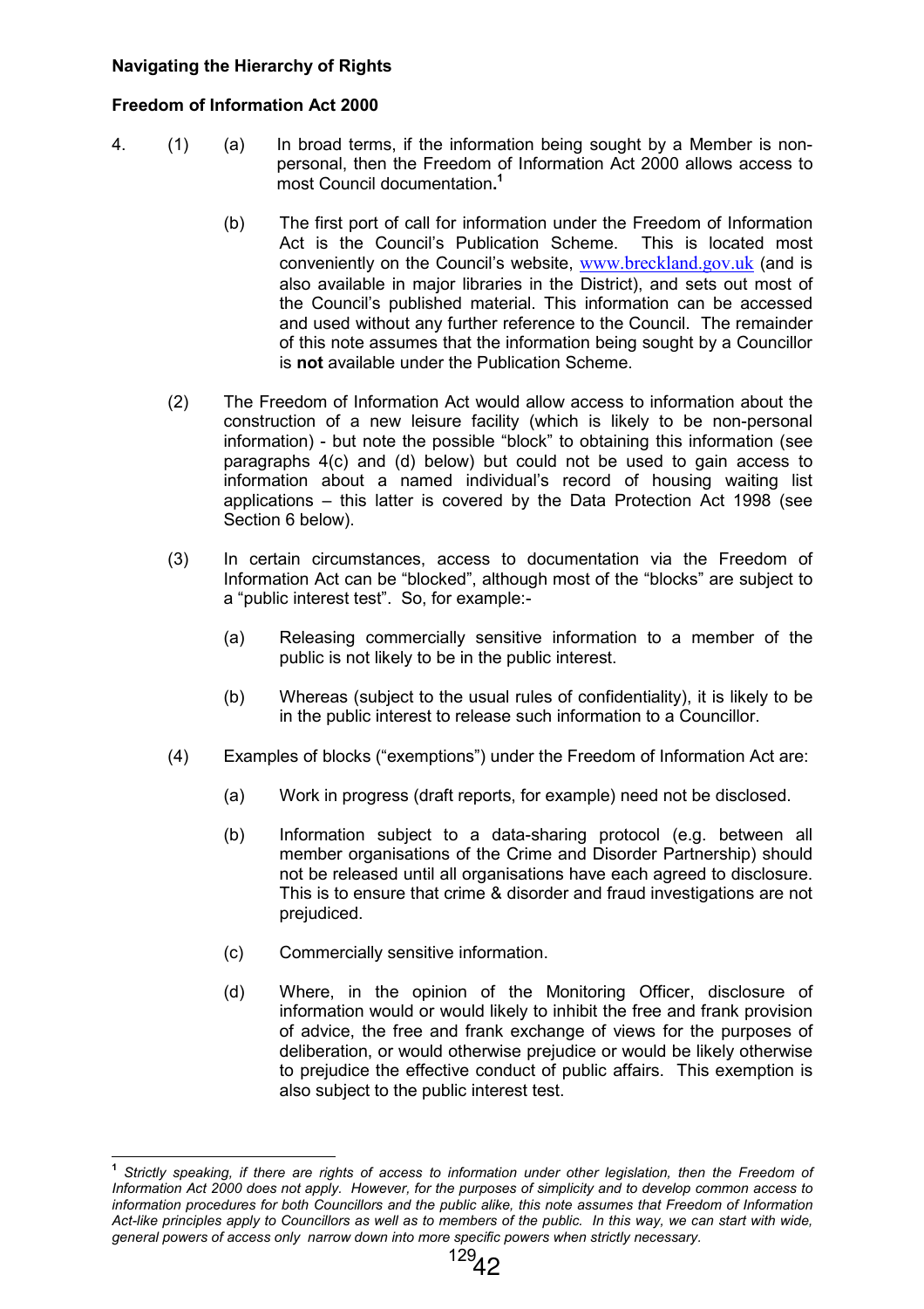**Navigating the Hierarchy of Rights**

**Freedom of Information Act 2000**

4. (1) (a) In broad terms, if the information being sought by a Member is non-personal, then the Freedom of Information Act 2000 allows access to most Council documentation**.**[1]

(b) The first port of call for information under the Freedom of Information Act is the Council's Publication Scheme. This is located most conveniently on the Council's website, www.breckland.gov.uk (and is also available in major libraries in the District), and sets out most of the Council's published material. This information can be accessed and used without any further reference to the Council. The remainder of this note assumes that the information being sought by a Councillor is **not** available under the Publication Scheme.

(2) The Freedom of Information Act would allow access to information about the construction of a new leisure facility (which is likely to be non-personal information) - but note the possible "block" to obtaining this information (see paragraphs 4(c) and (d) below) but could not be used to gain access to information about a named individual's record of housing waiting list applications – this latter is covered by the Data Protection Act 1998 (see Section 6 below).

(3) In certain circumstances, access to documentation via the Freedom of Information Act can be "blocked", although most of the "blocks" are subject to a "public interest test". So, for example:-

(a) Releasing commercially sensitive information to a member of the public is not likely to be in the public interest.

(b) Whereas (subject to the usual rules of confidentiality), it is likely to be in the public interest to release such information to a Councillor.

(4) Examples of blocks ("exemptions") under the Freedom of Information Act are:

(a) Work in progress (draft reports, for example) need not be disclosed.

(b) Information subject to a data-sharing protocol (e.g. between all member organisations of the Crime and Disorder Partnership) should not be released until all organisations have each agreed to disclosure. This is to ensure that crime & disorder and fraud investigations are not prejudiced.

(c) Commercially sensitive information.

(d) Where, in the opinion of the Monitoring Officer, disclosure of information would or would likely to inhibit the free and frank provision of advice, the free and frank exchange of views for the purposes of deliberation, or would otherwise prejudice or would be likely otherwise to prejudice the effective conduct of public affairs. This exemption is also subject to the public interest test.

---

[1] *Strictly speaking, if there are rights of access to information under other legislation, then the Freedom of Information Act 2000 does not apply. However, for the purposes of simplicity and to develop common access to information procedures for both Councillors and the public alike, this note assumes that Freedom of Information Act-like principles apply to Councillors as well as to members of the public. In this way, we can start with wide, general powers of access only narrow down into more specific powers when strictly necessary.*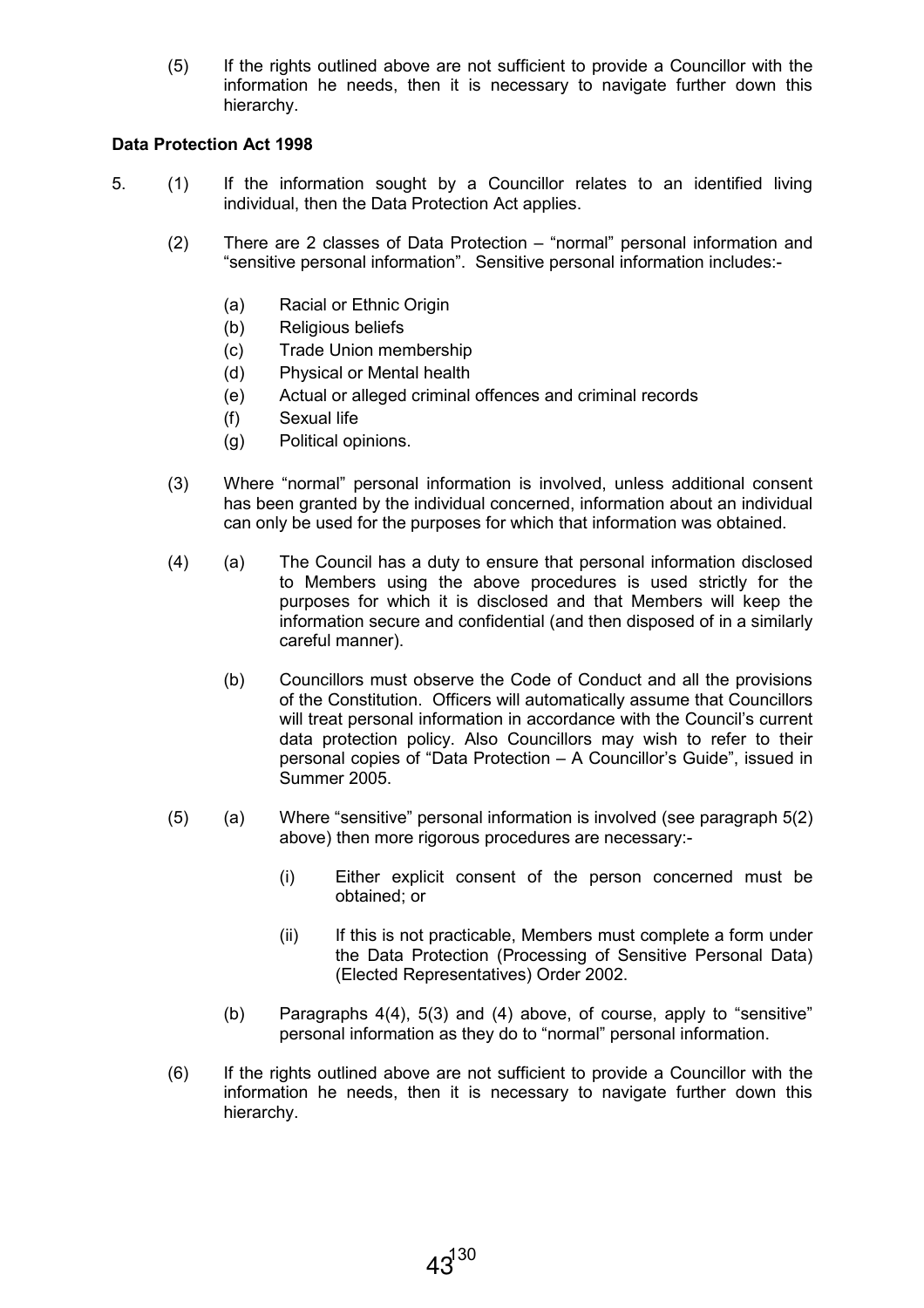(5) If the rights outlined above are not sufficient to provide a Councillor with the information he needs, then it is necessary to navigate further down this hierarchy.

**Data Protection Act 1998**

5. (1) If the information sought by a Councillor relates to an identified living individual, then the Data Protection Act applies.

(2) There are 2 classes of Data Protection – "normal" personal information and "sensitive personal information". Sensitive personal information includes:-

- (a) Racial or Ethnic Origin
- (b) Religious beliefs
- (c) Trade Union membership
- (d) Physical or Mental health
- (e) Actual or alleged criminal offences and criminal records
- (f) Sexual life
- (g) Political opinions.

(3) Where "normal" personal information is involved, unless additional consent has been granted by the individual concerned, information about an individual can only be used for the purposes for which that information was obtained.

(4) (a) The Council has a duty to ensure that personal information disclosed to Members using the above procedures is used strictly for the purposes for which it is disclosed and that Members will keep the information secure and confidential (and then disposed of in a similarly careful manner).

(b) Councillors must observe the Code of Conduct and all the provisions of the Constitution. Officers will automatically assume that Councillors will treat personal information in accordance with the Council's current data protection policy. Also Councillors may wish to refer to their personal copies of "Data Protection – A Councillor's Guide", issued in Summer 2005.

(5) (a) Where "sensitive" personal information is involved (see paragraph 5(2) above) then more rigorous procedures are necessary:-

(i) Either explicit consent of the person concerned must be obtained; or

(ii) If this is not practicable, Members must complete a form under the Data Protection (Processing of Sensitive Personal Data) (Elected Representatives) Order 2002.

(b) Paragraphs 4(4), 5(3) and (4) above, of course, apply to "sensitive" personal information as they do to "normal" personal information.

(6) If the rights outlined above are not sufficient to provide a Councillor with the information he needs, then it is necessary to navigate further down this hierarchy.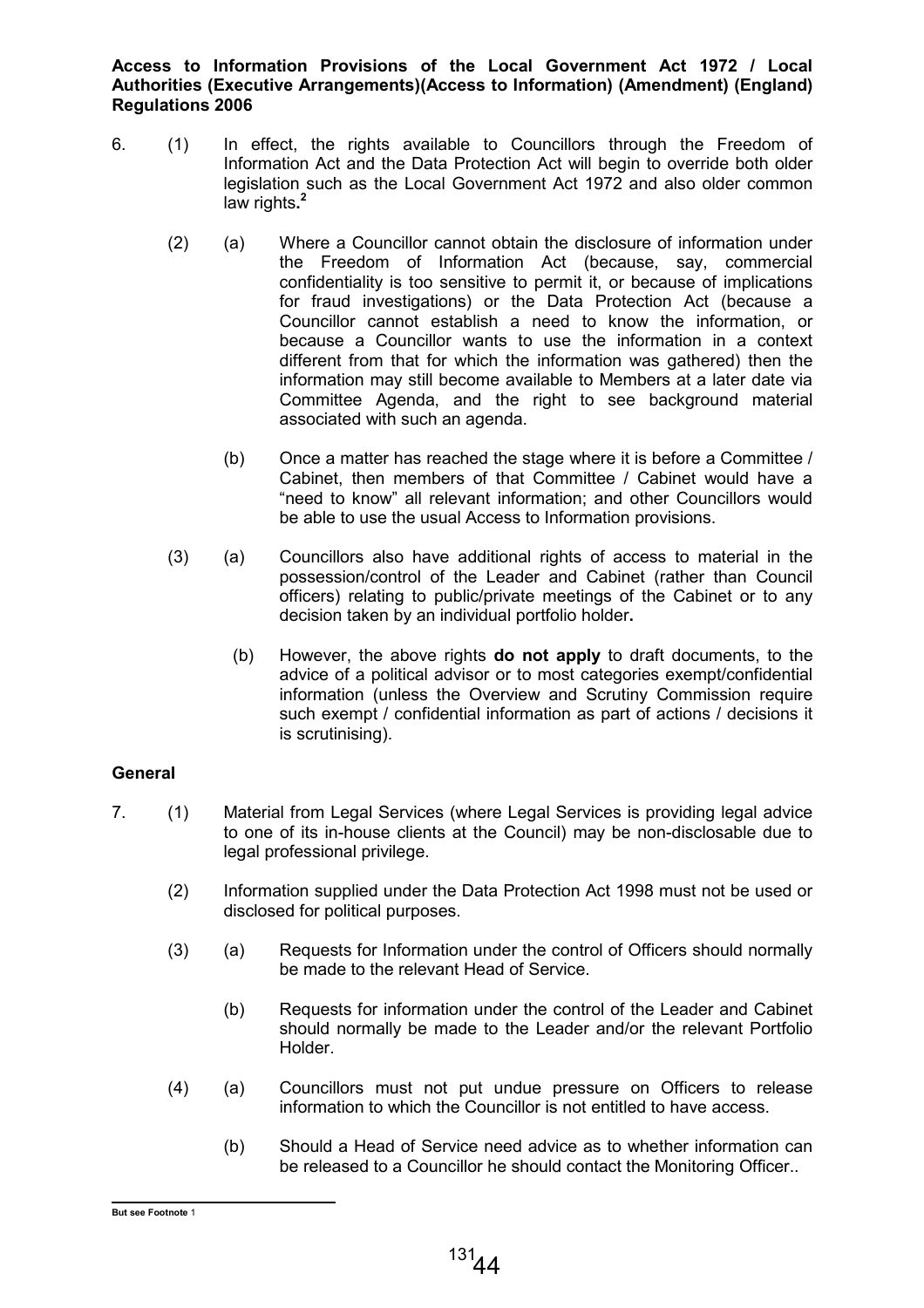**Access to Information Provisions of the Local Government Act 1972 / Local Authorities (Executive Arrangements)(Access to Information) (Amendment) (England) Regulations 2006**

6. (1) In effect, the rights available to Councillors through the Freedom of Information Act and the Data Protection Act will begin to override both older legislation such as the Local Government Act 1972 and also older common law rights.[2]

   (2) (a) Where a Councillor cannot obtain the disclosure of information under the Freedom of Information Act (because, say, commercial confidentiality is too sensitive to permit it, or because of implications for fraud investigations) or the Data Protection Act (because a Councillor cannot establish a need to know the information, or because a Councillor wants to use the information in a context different from that for which the information was gathered) then the information may still become available to Members at a later date via Committee Agenda, and the right to see background material associated with such an agenda.

   (b) Once a matter has reached the stage where it is before a Committee / Cabinet, then members of that Committee / Cabinet would have a "need to know" all relevant information; and other Councillors would be able to use the usual Access to Information provisions.

   (3) (a) Councillors also have additional rights of access to material in the possession/control of the Leader and Cabinet (rather than Council officers) relating to public/private meetings of the Cabinet or to any decision taken by an individual portfolio holder**.**

   (b) However, the above rights **do not apply** to draft documents, to the advice of a political advisor or to most categories exempt/confidential information (unless the Overview and Scrutiny Commission require such exempt / confidential information as part of actions / decisions it is scrutinising).

**General**

7. (1) Material from Legal Services (where Legal Services is providing legal advice to one of its in-house clients at the Council) may be non-disclosable due to legal professional privilege.

   (2) Information supplied under the Data Protection Act 1998 must not be used or disclosed for political purposes.

   (3) (a) Requests for Information under the control of Officers should normally be made to the relevant Head of Service.

   (b) Requests for information under the control of the Leader and Cabinet should normally be made to the Leader and/or the relevant Portfolio Holder.

   (4) (a) Councillors must not put undue pressure on Officers to release information to which the Councillor is not entitled to have access.

   (b) Should a Head of Service need advice as to whether information can be released to a Councillor he should contact the Monitoring Officer..

---

**But see Footnote** 1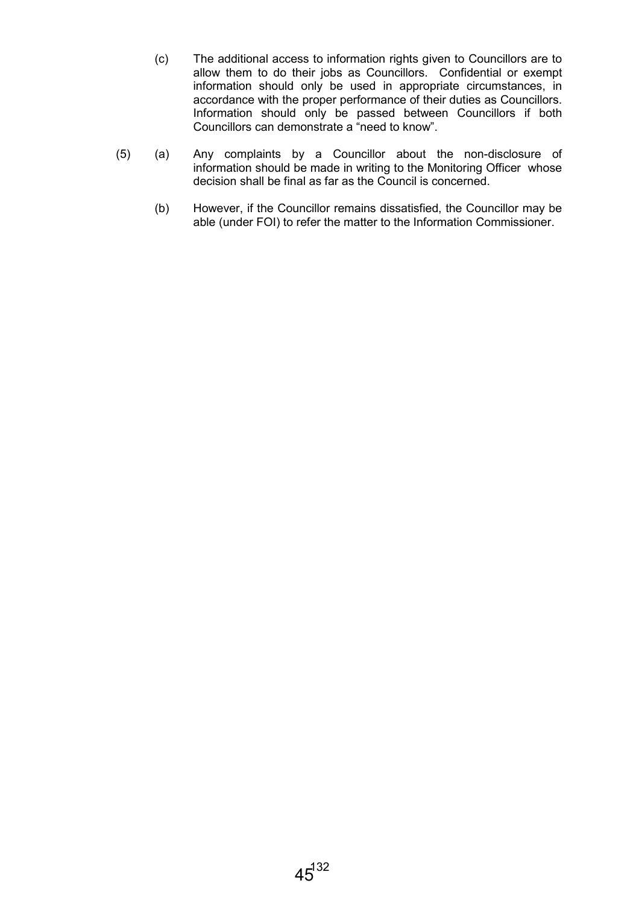(c) The additional access to information rights given to Councillors are to allow them to do their jobs as Councillors. Confidential or exempt information should only be used in appropriate circumstances, in accordance with the proper performance of their duties as Councillors. Information should only be passed between Councillors if both Councillors can demonstrate a "need to know".

(5) (a) Any complaints by a Councillor about the non-disclosure of information should be made in writing to the Monitoring Officer whose decision shall be final as far as the Council is concerned.

(b) However, if the Councillor remains dissatisfied, the Councillor may be able (under FOI) to refer the matter to the Information Commissioner.